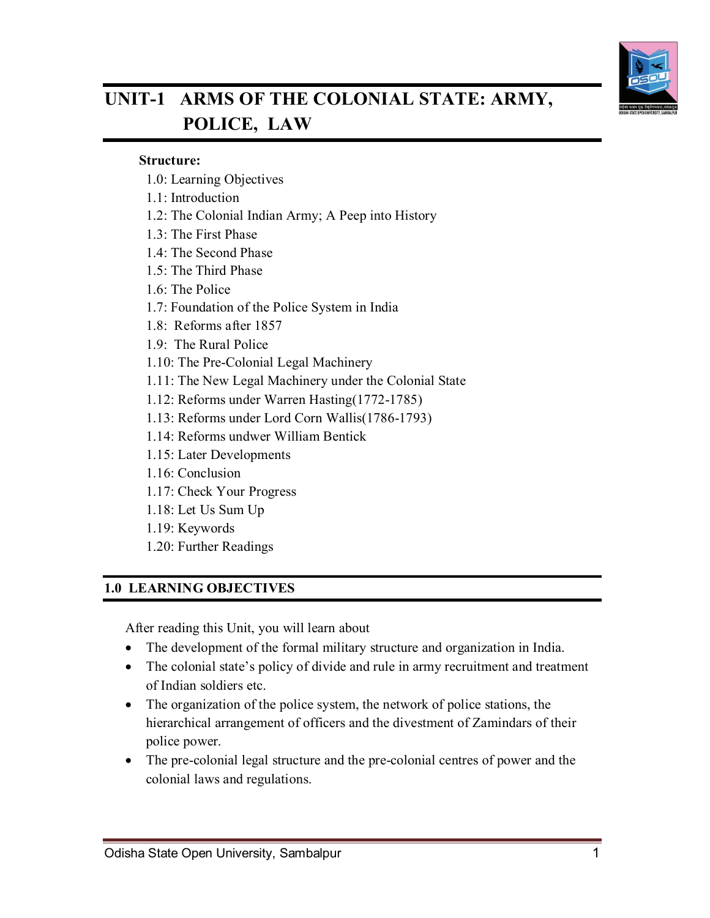# UNIT-1 ARMS OF THE COLONIAL STATE: ARMY, POLICE, LAW

**Structure:**

1.0: Learning Objectives
1.1: Introduction
1.2: The Colonial Indian Army; A Peep into History
1.3: The First Phase
1.4: The Second Phase
1.5: The Third Phase
1.6: The Police
1.7: Foundation of the Police System in India
1.8: Reforms after 1857
1.9: The Rural Police
1.10: The Pre-Colonial Legal Machinery
1.11: The New Legal Machinery under the Colonial State
1.12: Reforms under Warren Hasting(1772-1785)
1.13: Reforms under Lord Corn Wallis(1786-1793)
1.14: Reforms undwer William Bentick
1.15: Later Developments
1.16: Conclusion
1.17: Check Your Progress
1.18: Let Us Sum Up
1.19: Keywords
1.20: Further Readings

## 1.0 LEARNING OBJECTIVES

After reading this Unit, you will learn about

- The development of the formal military structure and organization in India.
- The colonial state's policy of divide and rule in army recruitment and treatment of Indian soldiers etc.
- The organization of the police system, the network of police stations, the hierarchical arrangement of officers and the divestment of Zamindars of their police power.
- The pre-colonial legal structure and the pre-colonial centres of power and the colonial laws and regulations.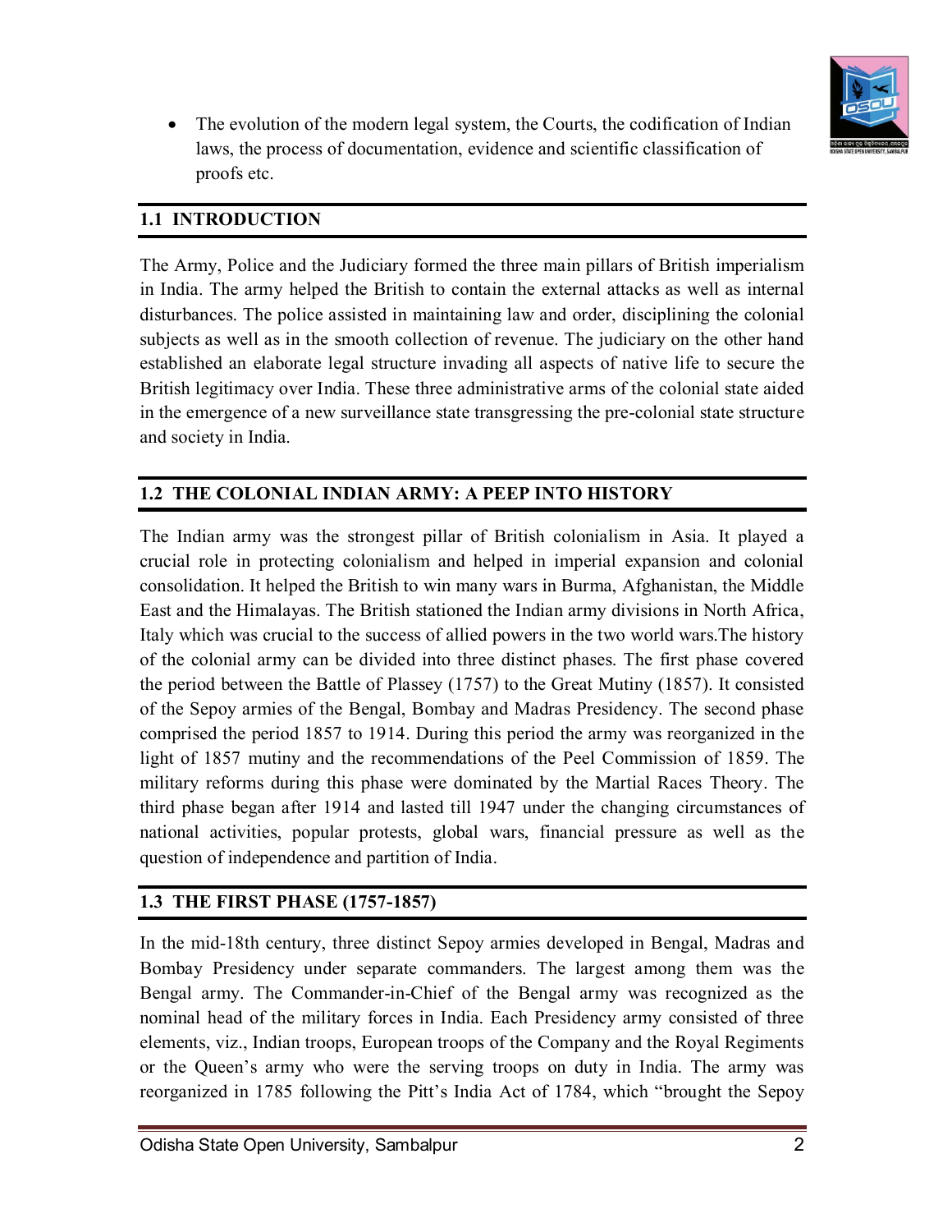- The evolution of the modern legal system, the Courts, the codification of Indian laws, the process of documentation, evidence and scientific classification of proofs etc.

## 1.1 INTRODUCTION

The Army, Police and the Judiciary formed the three main pillars of British imperialism in India. The army helped the British to contain the external attacks as well as internal disturbances. The police assisted in maintaining law and order, disciplining the colonial subjects as well as in the smooth collection of revenue. The judiciary on the other hand established an elaborate legal structure invading all aspects of native life to secure the British legitimacy over India. These three administrative arms of the colonial state aided in the emergence of a new surveillance state transgressing the pre-colonial state structure and society in India.

## 1.2 THE COLONIAL INDIAN ARMY: A PEEP INTO HISTORY

The Indian army was the strongest pillar of British colonialism in Asia. It played a crucial role in protecting colonialism and helped in imperial expansion and colonial consolidation. It helped the British to win many wars in Burma, Afghanistan, the Middle East and the Himalayas. The British stationed the Indian army divisions in North Africa, Italy which was crucial to the success of allied powers in the two world wars.The history of the colonial army can be divided into three distinct phases. The first phase covered the period between the Battle of Plassey (1757) to the Great Mutiny (1857). It consisted of the Sepoy armies of the Bengal, Bombay and Madras Presidency. The second phase comprised the period 1857 to 1914. During this period the army was reorganized in the light of 1857 mutiny and the recommendations of the Peel Commission of 1859. The military reforms during this phase were dominated by the Martial Races Theory. The third phase began after 1914 and lasted till 1947 under the changing circumstances of national activities, popular protests, global wars, financial pressure as well as the question of independence and partition of India.

## 1.3 THE FIRST PHASE (1757-1857)

In the mid-18th century, three distinct Sepoy armies developed in Bengal, Madras and Bombay Presidency under separate commanders. The largest among them was the Bengal army. The Commander-in-Chief of the Bengal army was recognized as the nominal head of the military forces in India. Each Presidency army consisted of three elements, viz., Indian troops, European troops of the Company and the Royal Regiments or the Queen's army who were the serving troops on duty in India. The army was reorganized in 1785 following the Pitt's India Act of 1784, which "brought the Sepoy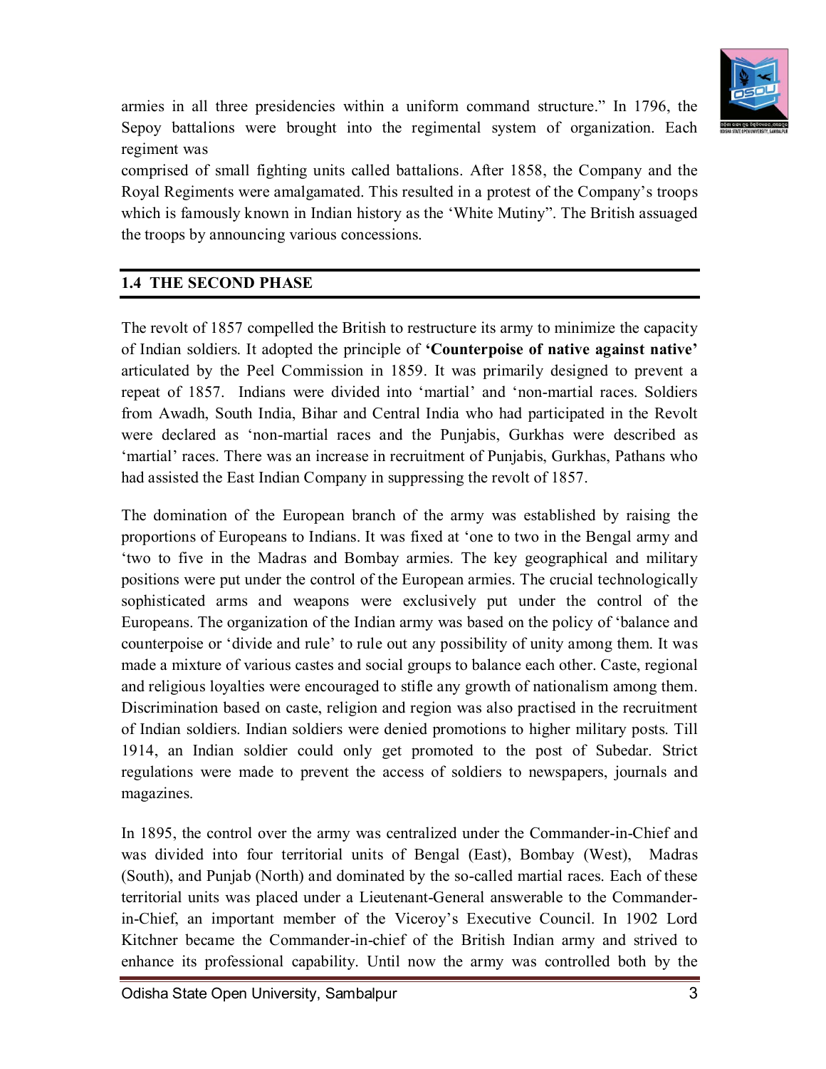armies in all three presidencies within a uniform command structure." In 1796, the Sepoy battalions were brought into the regimental system of organization. Each regiment was
comprised of small fighting units called battalions. After 1858, the Company and the Royal Regiments were amalgamated. This resulted in a protest of the Company's troops which is famously known in Indian history as the 'White Mutiny". The British assuaged the troops by announcing various concessions.

## 1.4 THE SECOND PHASE

The revolt of 1857 compelled the British to restructure its army to minimize the capacity of Indian soldiers. It adopted the principle of **'Counterpoise of native against native'** articulated by the Peel Commission in 1859. It was primarily designed to prevent a repeat of 1857. Indians were divided into 'martial' and 'non-martial races. Soldiers from Awadh, South India, Bihar and Central India who had participated in the Revolt were declared as 'non-martial races and the Punjabis, Gurkhas were described as 'martial' races. There was an increase in recruitment of Punjabis, Gurkhas, Pathans who had assisted the East Indian Company in suppressing the revolt of 1857.

The domination of the European branch of the army was established by raising the proportions of Europeans to Indians. It was fixed at 'one to two in the Bengal army and 'two to five in the Madras and Bombay armies. The key geographical and military positions were put under the control of the European armies. The crucial technologically sophisticated arms and weapons were exclusively put under the control of the Europeans. The organization of the Indian army was based on the policy of 'balance and counterpoise or 'divide and rule' to rule out any possibility of unity among them. It was made a mixture of various castes and social groups to balance each other. Caste, regional and religious loyalties were encouraged to stifle any growth of nationalism among them. Discrimination based on caste, religion and region was also practised in the recruitment of Indian soldiers. Indian soldiers were denied promotions to higher military posts. Till 1914, an Indian soldier could only get promoted to the post of Subedar. Strict regulations were made to prevent the access of soldiers to newspapers, journals and magazines.

In 1895, the control over the army was centralized under the Commander-in-Chief and was divided into four territorial units of Bengal (East), Bombay (West), Madras (South), and Punjab (North) and dominated by the so-called martial races. Each of these territorial units was placed under a Lieutenant-General answerable to the Commander-in-Chief, an important member of the Viceroy's Executive Council. In 1902 Lord Kitchner became the Commander-in-chief of the British Indian army and strived to enhance its professional capability. Until now the army was controlled both by the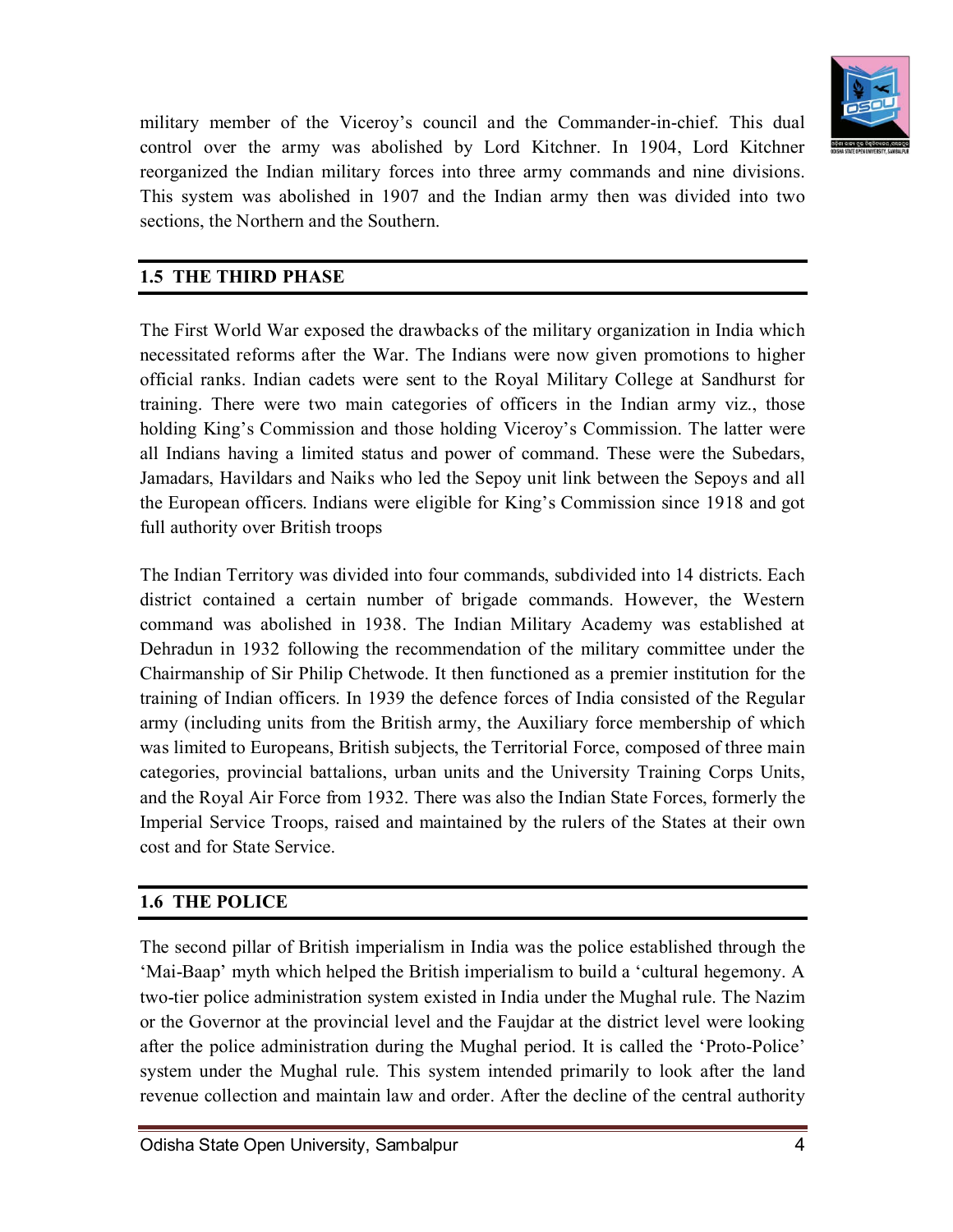military member of the Viceroy's council and the Commander-in-chief. This dual control over the army was abolished by Lord Kitchner. In 1904, Lord Kitchner reorganized the Indian military forces into three army commands and nine divisions. This system was abolished in 1907 and the Indian army then was divided into two sections, the Northern and the Southern.

## 1.5 THE THIRD PHASE

The First World War exposed the drawbacks of the military organization in India which necessitated reforms after the War. The Indians were now given promotions to higher official ranks. Indian cadets were sent to the Royal Military College at Sandhurst for training. There were two main categories of officers in the Indian army viz., those holding King's Commission and those holding Viceroy's Commission. The latter were all Indians having a limited status and power of command. These were the Subedars, Jamadars, Havildars and Naiks who led the Sepoy unit link between the Sepoys and all the European officers. Indians were eligible for King's Commission since 1918 and got full authority over British troops

The Indian Territory was divided into four commands, subdivided into 14 districts. Each district contained a certain number of brigade commands. However, the Western command was abolished in 1938. The Indian Military Academy was established at Dehradun in 1932 following the recommendation of the military committee under the Chairmanship of Sir Philip Chetwode. It then functioned as a premier institution for the training of Indian officers. In 1939 the defence forces of India consisted of the Regular army (including units from the British army, the Auxiliary force membership of which was limited to Europeans, British subjects, the Territorial Force, composed of three main categories, provincial battalions, urban units and the University Training Corps Units, and the Royal Air Force from 1932. There was also the Indian State Forces, formerly the Imperial Service Troops, raised and maintained by the rulers of the States at their own cost and for State Service.

## 1.6 THE POLICE

The second pillar of British imperialism in India was the police established through the 'Mai-Baap' myth which helped the British imperialism to build a 'cultural hegemony. A two-tier police administration system existed in India under the Mughal rule. The Nazim or the Governor at the provincial level and the Faujdar at the district level were looking after the police administration during the Mughal period. It is called the 'Proto-Police' system under the Mughal rule. This system intended primarily to look after the land revenue collection and maintain law and order. After the decline of the central authority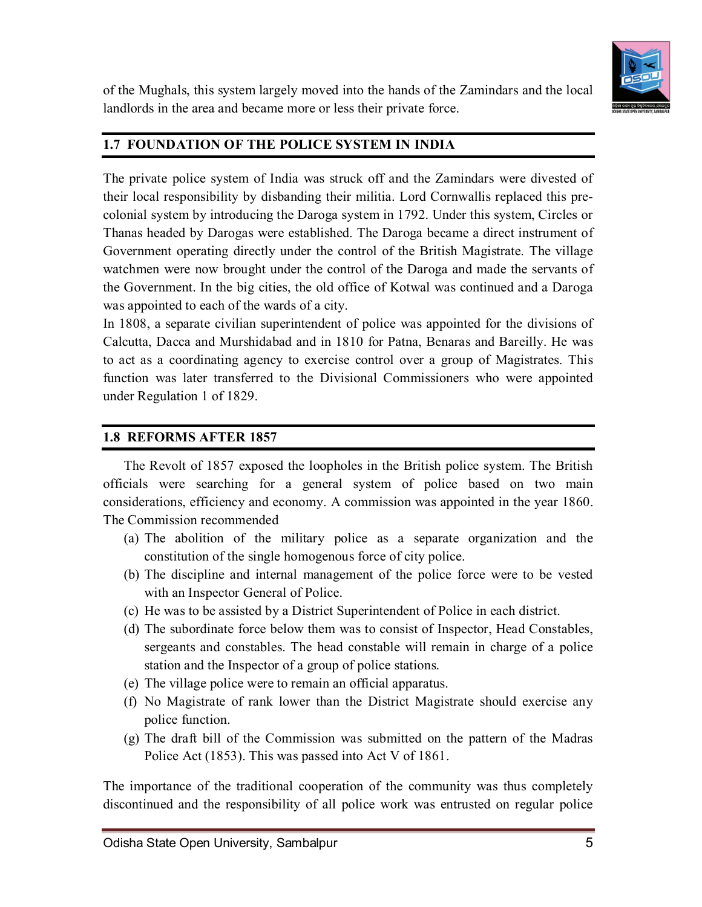of the Mughals, this system largely moved into the hands of the Zamindars and the local landlords in the area and became more or less their private force.

## 1.7 FOUNDATION OF THE POLICE SYSTEM IN INDIA

The private police system of India was struck off and the Zamindars were divested of their local responsibility by disbanding their militia. Lord Cornwallis replaced this pre-colonial system by introducing the Daroga system in 1792. Under this system, Circles or Thanas headed by Darogas were established. The Daroga became a direct instrument of Government operating directly under the control of the British Magistrate. The village watchmen were now brought under the control of the Daroga and made the servants of the Government. In the big cities, the old office of Kotwal was continued and a Daroga was appointed to each of the wards of a city.

In 1808, a separate civilian superintendent of police was appointed for the divisions of Calcutta, Dacca and Murshidabad and in 1810 for Patna, Benaras and Bareilly. He was to act as a coordinating agency to exercise control over a group of Magistrates. This function was later transferred to the Divisional Commissioners who were appointed under Regulation 1 of 1829.

## 1.8 REFORMS AFTER 1857

The Revolt of 1857 exposed the loopholes in the British police system. The British officials were searching for a general system of police based on two main considerations, efficiency and economy. A commission was appointed in the year 1860. The Commission recommended

(a) The abolition of the military police as a separate organization and the constitution of the single homogenous force of city police.

(b) The discipline and internal management of the police force were to be vested with an Inspector General of Police.

(c) He was to be assisted by a District Superintendent of Police in each district.

(d) The subordinate force below them was to consist of Inspector, Head Constables, sergeants and constables. The head constable will remain in charge of a police station and the Inspector of a group of police stations.

(e) The village police were to remain an official apparatus.

(f) No Magistrate of rank lower than the District Magistrate should exercise any police function.

(g) The draft bill of the Commission was submitted on the pattern of the Madras Police Act (1853). This was passed into Act V of 1861.

The importance of the traditional cooperation of the community was thus completely discontinued and the responsibility of all police work was entrusted on regular police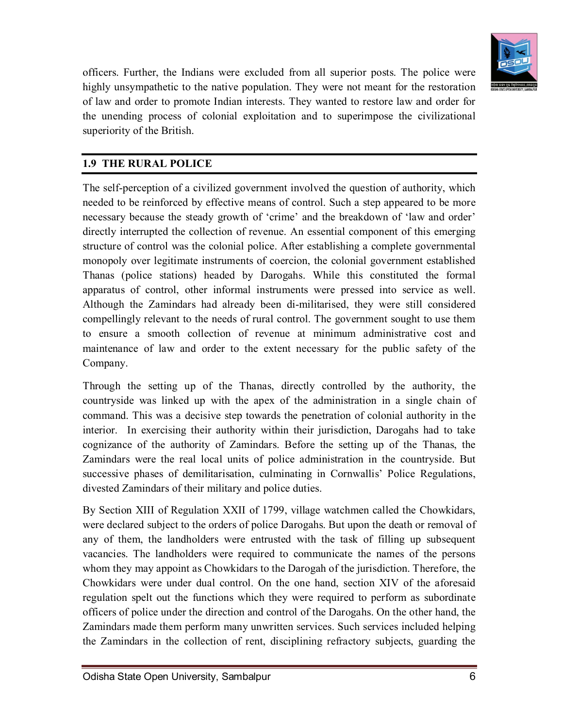officers. Further, the Indians were excluded from all superior posts. The police were highly unsympathetic to the native population. They were not meant for the restoration of law and order to promote Indian interests. They wanted to restore law and order for the unending process of colonial exploitation and to superimpose the civilizational superiority of the British.

## 1.9 THE RURAL POLICE

The self-perception of a civilized government involved the question of authority, which needed to be reinforced by effective means of control. Such a step appeared to be more necessary because the steady growth of 'crime' and the breakdown of 'law and order' directly interrupted the collection of revenue. An essential component of this emerging structure of control was the colonial police. After establishing a complete governmental monopoly over legitimate instruments of coercion, the colonial government established Thanas (police stations) headed by Darogahs. While this constituted the formal apparatus of control, other informal instruments were pressed into service as well. Although the Zamindars had already been di-militarised, they were still considered compellingly relevant to the needs of rural control. The government sought to use them to ensure a smooth collection of revenue at minimum administrative cost and maintenance of law and order to the extent necessary for the public safety of the Company.

Through the setting up of the Thanas, directly controlled by the authority, the countryside was linked up with the apex of the administration in a single chain of command. This was a decisive step towards the penetration of colonial authority in the interior. In exercising their authority within their jurisdiction, Darogahs had to take cognizance of the authority of Zamindars. Before the setting up of the Thanas, the Zamindars were the real local units of police administration in the countryside. But successive phases of demilitarisation, culminating in Cornwallis' Police Regulations, divested Zamindars of their military and police duties.

By Section XIII of Regulation XXII of 1799, village watchmen called the Chowkidars, were declared subject to the orders of police Darogahs. But upon the death or removal of any of them, the landholders were entrusted with the task of filling up subsequent vacancies. The landholders were required to communicate the names of the persons whom they may appoint as Chowkidars to the Darogah of the jurisdiction. Therefore, the Chowkidars were under dual control. On the one hand, section XIV of the aforesaid regulation spelt out the functions which they were required to perform as subordinate officers of police under the direction and control of the Darogahs. On the other hand, the Zamindars made them perform many unwritten services. Such services included helping the Zamindars in the collection of rent, disciplining refractory subjects, guarding the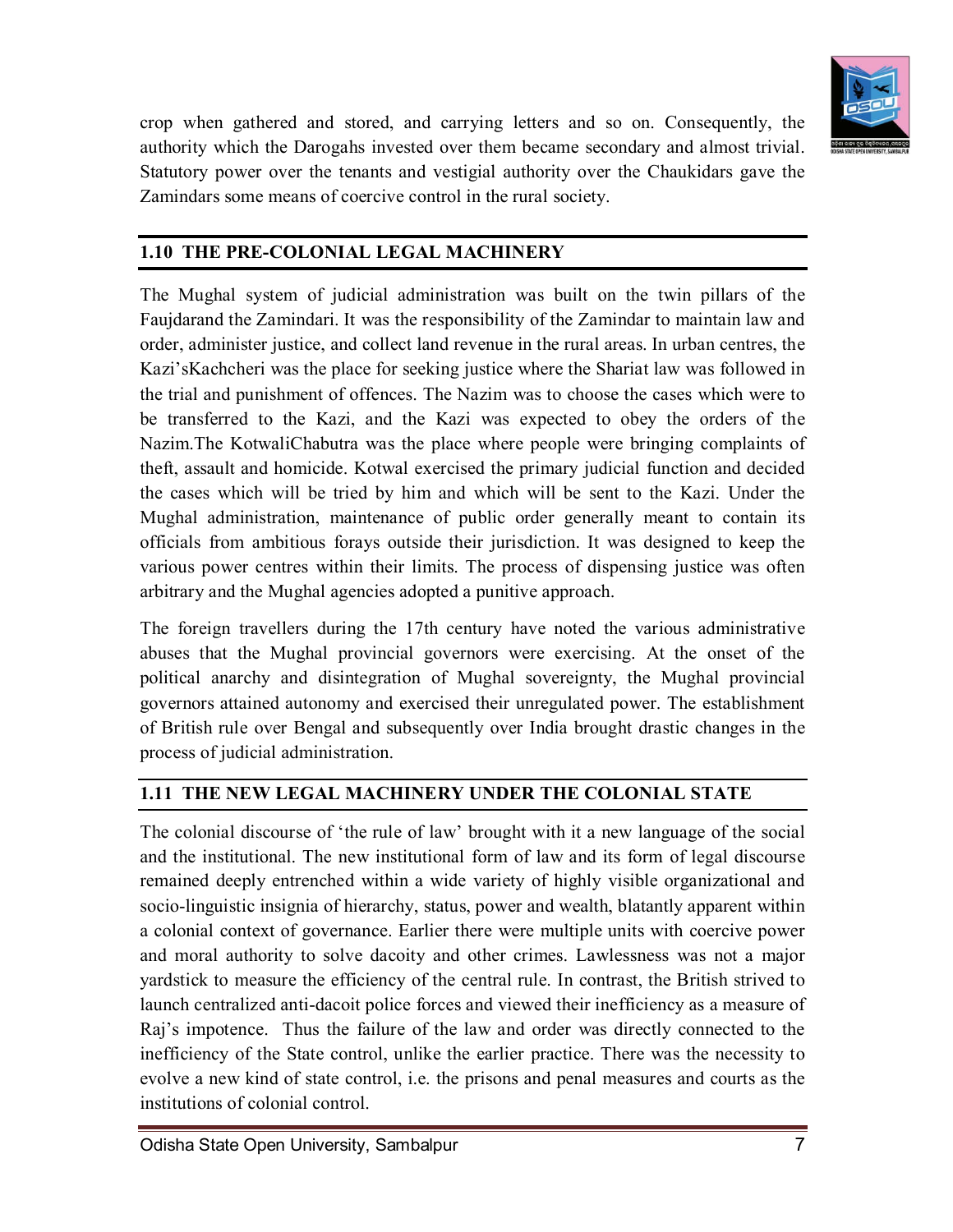crop when gathered and stored, and carrying letters and so on. Consequently, the authority which the Darogahs invested over them became secondary and almost trivial. Statutory power over the tenants and vestigial authority over the Chaukidars gave the Zamindars some means of coercive control in the rural society.

## 1.10 THE PRE-COLONIAL LEGAL MACHINERY

The Mughal system of judicial administration was built on the twin pillars of the Faujdarand the Zamindari. It was the responsibility of the Zamindar to maintain law and order, administer justice, and collect land revenue in the rural areas. In urban centres, the Kazi'sKachcheri was the place for seeking justice where the Shariat law was followed in the trial and punishment of offences. The Nazim was to choose the cases which were to be transferred to the Kazi, and the Kazi was expected to obey the orders of the Nazim.The KotwaliChabutra was the place where people were bringing complaints of theft, assault and homicide. Kotwal exercised the primary judicial function and decided the cases which will be tried by him and which will be sent to the Kazi. Under the Mughal administration, maintenance of public order generally meant to contain its officials from ambitious forays outside their jurisdiction. It was designed to keep the various power centres within their limits. The process of dispensing justice was often arbitrary and the Mughal agencies adopted a punitive approach.

The foreign travellers during the 17th century have noted the various administrative abuses that the Mughal provincial governors were exercising. At the onset of the political anarchy and disintegration of Mughal sovereignty, the Mughal provincial governors attained autonomy and exercised their unregulated power. The establishment of British rule over Bengal and subsequently over India brought drastic changes in the process of judicial administration.

## 1.11 THE NEW LEGAL MACHINERY UNDER THE COLONIAL STATE

The colonial discourse of 'the rule of law' brought with it a new language of the social and the institutional. The new institutional form of law and its form of legal discourse remained deeply entrenched within a wide variety of highly visible organizational and socio-linguistic insignia of hierarchy, status, power and wealth, blatantly apparent within a colonial context of governance. Earlier there were multiple units with coercive power and moral authority to solve dacoity and other crimes. Lawlessness was not a major yardstick to measure the efficiency of the central rule. In contrast, the British strived to launch centralized anti-dacoit police forces and viewed their inefficiency as a measure of Raj's impotence. Thus the failure of the law and order was directly connected to the inefficiency of the State control, unlike the earlier practice. There was the necessity to evolve a new kind of state control, i.e. the prisons and penal measures and courts as the institutions of colonial control.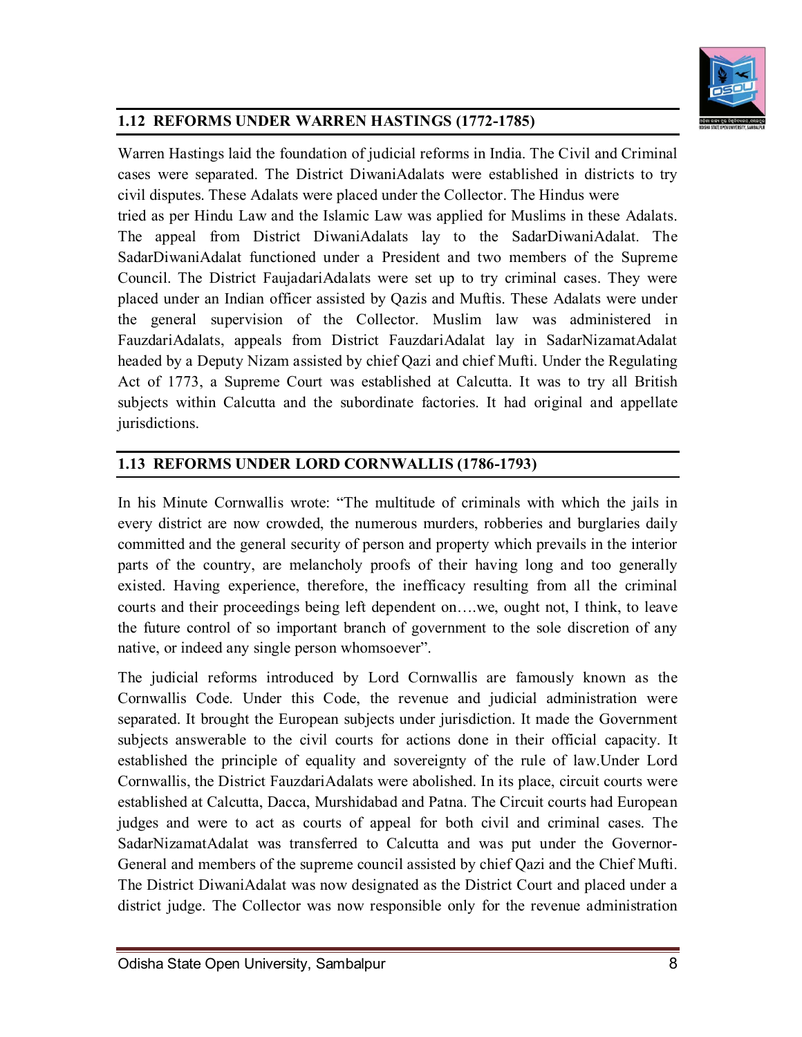## 1.12 REFORMS UNDER WARREN HASTINGS (1772-1785)

Warren Hastings laid the foundation of judicial reforms in India. The Civil and Criminal cases were separated. The District DiwaniAdalats were established in districts to try civil disputes. These Adalats were placed under the Collector. The Hindus were tried as per Hindu Law and the Islamic Law was applied for Muslims in these Adalats. The appeal from District DiwaniAdalats lay to the SadarDiwaniAdalat. The SadarDiwaniAdalat functioned under a President and two members of the Supreme Council. The District FaujadariAdalats were set up to try criminal cases. They were placed under an Indian officer assisted by Qazis and Muftis. These Adalats were under the general supervision of the Collector. Muslim law was administered in FauzdariAdalats, appeals from District FauzdariAdalat lay in SadarNizamatAdalat headed by a Deputy Nizam assisted by chief Qazi and chief Mufti. Under the Regulating Act of 1773, a Supreme Court was established at Calcutta. It was to try all British subjects within Calcutta and the subordinate factories. It had original and appellate jurisdictions.

## 1.13 REFORMS UNDER LORD CORNWALLIS (1786-1793)

In his Minute Cornwallis wrote: "The multitude of criminals with which the jails in every district are now crowded, the numerous murders, robberies and burglaries daily committed and the general security of person and property which prevails in the interior parts of the country, are melancholy proofs of their having long and too generally existed. Having experience, therefore, the inefficacy resulting from all the criminal courts and their proceedings being left dependent on….we, ought not, I think, to leave the future control of so important branch of government to the sole discretion of any native, or indeed any single person whomsoever".

The judicial reforms introduced by Lord Cornwallis are famously known as the Cornwallis Code. Under this Code, the revenue and judicial administration were separated. It brought the European subjects under jurisdiction. It made the Government subjects answerable to the civil courts for actions done in their official capacity. It established the principle of equality and sovereignty of the rule of law.Under Lord Cornwallis, the District FauzdariAdalats were abolished. In its place, circuit courts were established at Calcutta, Dacca, Murshidabad and Patna. The Circuit courts had European judges and were to act as courts of appeal for both civil and criminal cases. The SadarNizamatAdalat was transferred to Calcutta and was put under the Governor-General and members of the supreme council assisted by chief Qazi and the Chief Mufti. The District DiwaniAdalat was now designated as the District Court and placed under a district judge. The Collector was now responsible only for the revenue administration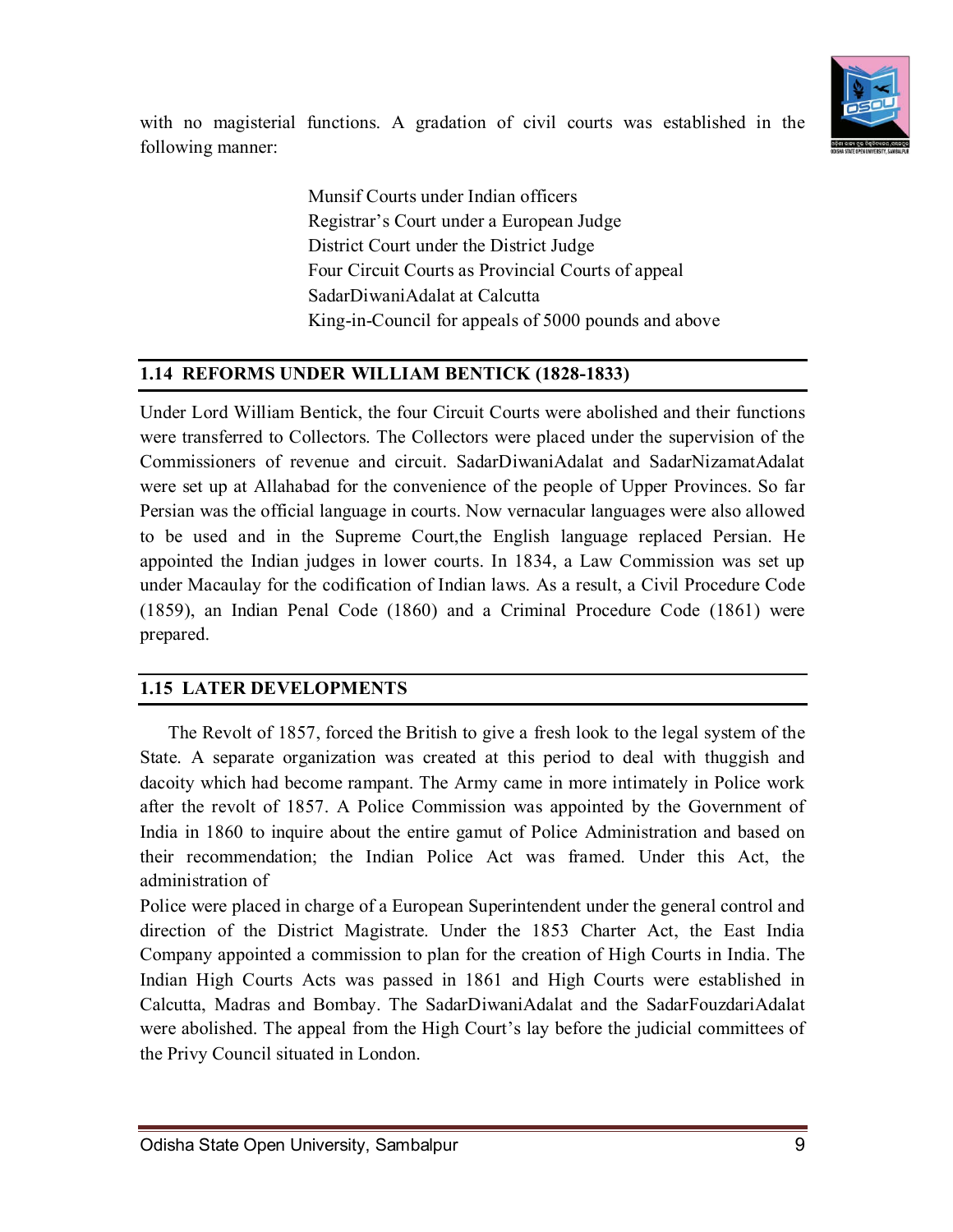with no magisterial functions. A gradation of civil courts was established in the following manner:

Munsif Courts under Indian officers
Registrar's Court under a European Judge
District Court under the District Judge
Four Circuit Courts as Provincial Courts of appeal
SadarDiwaniAdalat at Calcutta
King-in-Council for appeals of 5000 pounds and above

## 1.14 REFORMS UNDER WILLIAM BENTICK (1828-1833)

Under Lord William Bentick, the four Circuit Courts were abolished and their functions were transferred to Collectors. The Collectors were placed under the supervision of the Commissioners of revenue and circuit. SadarDiwaniAdalat and SadarNizamatAdalat were set up at Allahabad for the convenience of the people of Upper Provinces. So far Persian was the official language in courts. Now vernacular languages were also allowed to be used and in the Supreme Court,the English language replaced Persian. He appointed the Indian judges in lower courts. In 1834, a Law Commission was set up under Macaulay for the codification of Indian laws. As a result, a Civil Procedure Code (1859), an Indian Penal Code (1860) and a Criminal Procedure Code (1861) were prepared.

## 1.15 LATER DEVELOPMENTS

The Revolt of 1857, forced the British to give a fresh look to the legal system of the State. A separate organization was created at this period to deal with thuggish and dacoity which had become rampant. The Army came in more intimately in Police work after the revolt of 1857. A Police Commission was appointed by the Government of India in 1860 to inquire about the entire gamut of Police Administration and based on their recommendation; the Indian Police Act was framed. Under this Act, the administration of
Police were placed in charge of a European Superintendent under the general control and direction of the District Magistrate. Under the 1853 Charter Act, the East India Company appointed a commission to plan for the creation of High Courts in India. The Indian High Courts Acts was passed in 1861 and High Courts were established in Calcutta, Madras and Bombay. The SadarDiwaniAdalat and the SadarFouzdariAdalat were abolished. The appeal from the High Court's lay before the judicial committees of the Privy Council situated in London.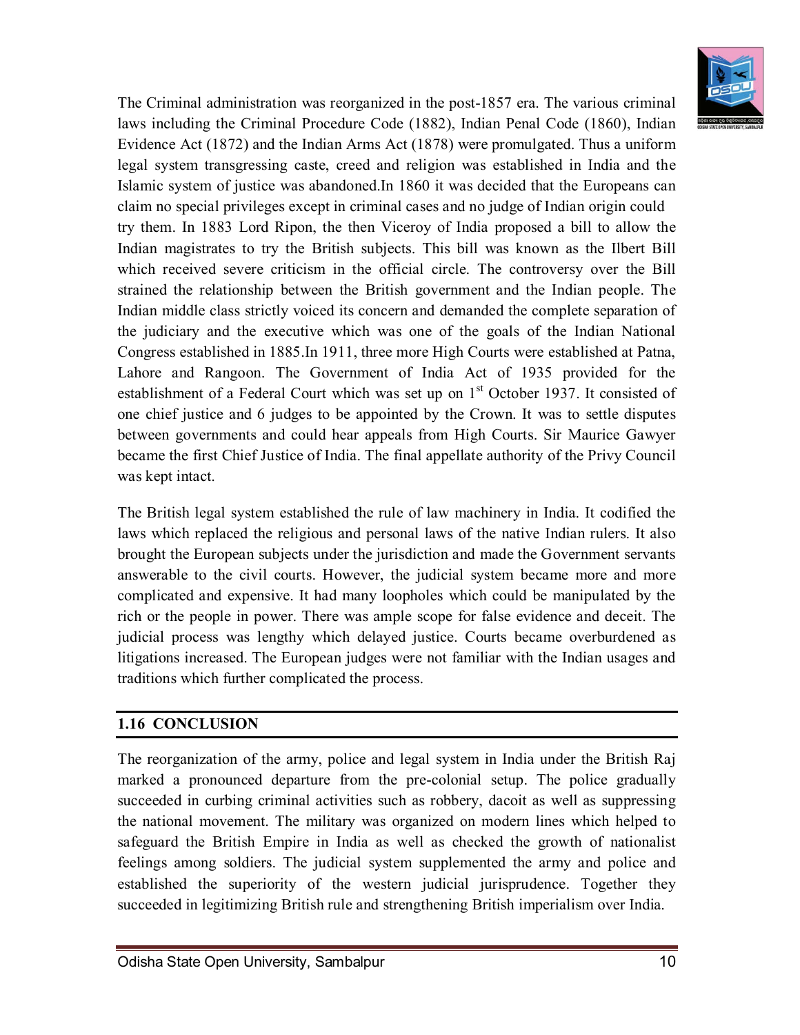The Criminal administration was reorganized in the post-1857 era. The various criminal laws including the Criminal Procedure Code (1882), Indian Penal Code (1860), Indian Evidence Act (1872) and the Indian Arms Act (1878) were promulgated. Thus a uniform legal system transgressing caste, creed and religion was established in India and the Islamic system of justice was abandoned.In 1860 it was decided that the Europeans can claim no special privileges except in criminal cases and no judge of Indian origin could try them. In 1883 Lord Ripon, the then Viceroy of India proposed a bill to allow the Indian magistrates to try the British subjects. This bill was known as the Ilbert Bill which received severe criticism in the official circle. The controversy over the Bill strained the relationship between the British government and the Indian people. The Indian middle class strictly voiced its concern and demanded the complete separation of the judiciary and the executive which was one of the goals of the Indian National Congress established in 1885.In 1911, three more High Courts were established at Patna, Lahore and Rangoon. The Government of India Act of 1935 provided for the establishment of a Federal Court which was set up on 1st October 1937. It consisted of one chief justice and 6 judges to be appointed by the Crown. It was to settle disputes between governments and could hear appeals from High Courts. Sir Maurice Gawyer became the first Chief Justice of India. The final appellate authority of the Privy Council was kept intact.

The British legal system established the rule of law machinery in India. It codified the laws which replaced the religious and personal laws of the native Indian rulers. It also brought the European subjects under the jurisdiction and made the Government servants answerable to the civil courts. However, the judicial system became more and more complicated and expensive. It had many loopholes which could be manipulated by the rich or the people in power. There was ample scope for false evidence and deceit. The judicial process was lengthy which delayed justice. Courts became overburdened as litigations increased. The European judges were not familiar with the Indian usages and traditions which further complicated the process.

## 1.16 CONCLUSION

The reorganization of the army, police and legal system in India under the British Raj marked a pronounced departure from the pre-colonial setup. The police gradually succeeded in curbing criminal activities such as robbery, dacoit as well as suppressing the national movement. The military was organized on modern lines which helped to safeguard the British Empire in India as well as checked the growth of nationalist feelings among soldiers. The judicial system supplemented the army and police and established the superiority of the western judicial jurisprudence. Together they succeeded in legitimizing British rule and strengthening British imperialism over India.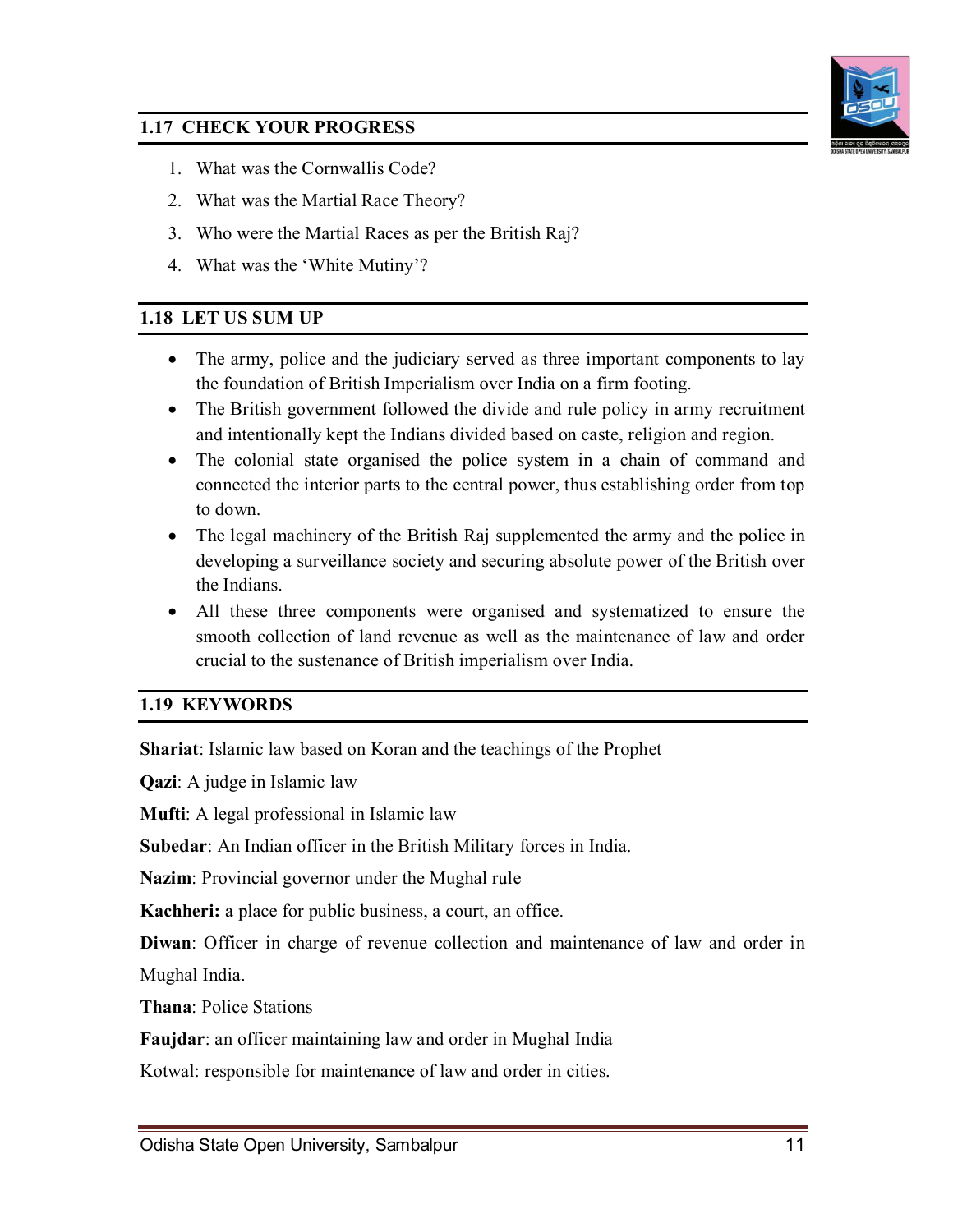## 1.17 CHECK YOUR PROGRESS

1. What was the Cornwallis Code?
2. What was the Martial Race Theory?
3. Who were the Martial Races as per the British Raj?
4. What was the 'White Mutiny'?

## 1.18 LET US SUM UP

- The army, police and the judiciary served as three important components to lay the foundation of British Imperialism over India on a firm footing.
- The British government followed the divide and rule policy in army recruitment and intentionally kept the Indians divided based on caste, religion and region.
- The colonial state organised the police system in a chain of command and connected the interior parts to the central power, thus establishing order from top to down.
- The legal machinery of the British Raj supplemented the army and the police in developing a surveillance society and securing absolute power of the British over the Indians.
- All these three components were organised and systematized to ensure the smooth collection of land revenue as well as the maintenance of law and order crucial to the sustenance of British imperialism over India.

## 1.19 KEYWORDS

**Shariat**: Islamic law based on Koran and the teachings of the Prophet

**Qazi**: A judge in Islamic law

**Mufti**: A legal professional in Islamic law

**Subedar**: An Indian officer in the British Military forces in India.

**Nazim**: Provincial governor under the Mughal rule

**Kachheri:** a place for public business, a court, an office.

**Diwan**: Officer in charge of revenue collection and maintenance of law and order in Mughal India.

**Thana**: Police Stations

**Faujdar**: an officer maintaining law and order in Mughal India

Kotwal: responsible for maintenance of law and order in cities.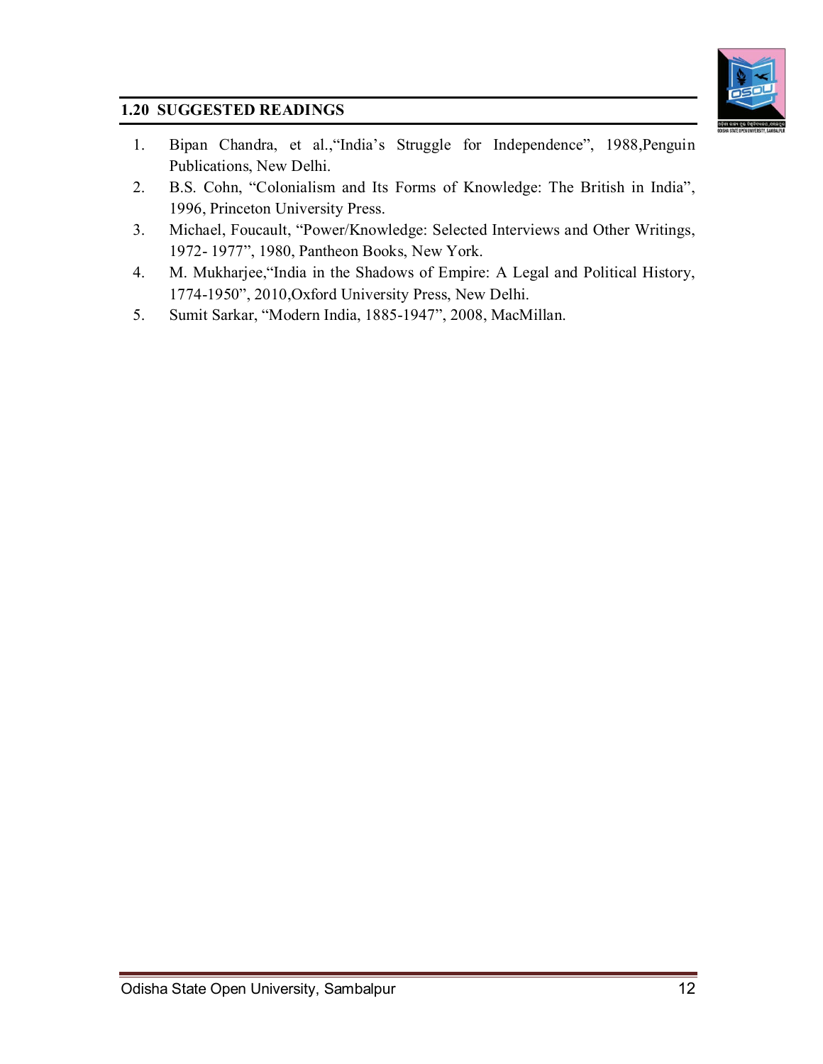## 1.20 SUGGESTED READINGS

1. Bipan Chandra, et al.,"India's Struggle for Independence", 1988,Penguin Publications, New Delhi.
2. B.S. Cohn, "Colonialism and Its Forms of Knowledge: The British in India", 1996, Princeton University Press.
3. Michael, Foucault, "Power/Knowledge: Selected Interviews and Other Writings, 1972- 1977", 1980, Pantheon Books, New York.
4. M. Mukharjee,"India in the Shadows of Empire: A Legal and Political History, 1774-1950", 2010,Oxford University Press, New Delhi.
5. Sumit Sarkar, "Modern India, 1885-1947", 2008, MacMillan.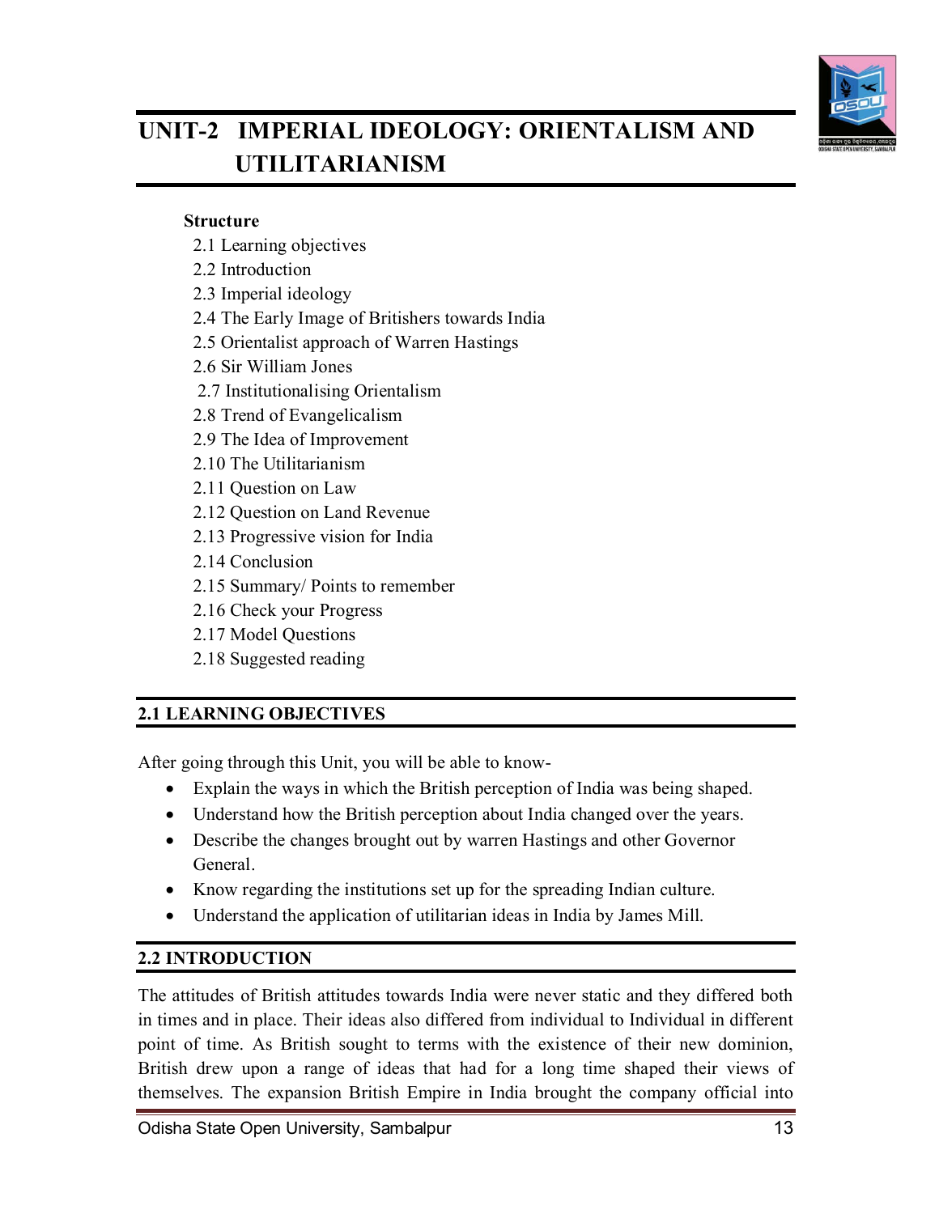# UNIT-2 IMPERIAL IDEOLOGY: ORIENTALISM AND UTILITARIANISM

**Structure**

2.1 Learning objectives
2.2 Introduction
2.3 Imperial ideology
2.4 The Early Image of Britishers towards India
2.5 Orientalist approach of Warren Hastings
2.6 Sir William Jones
2.7 Institutionalising Orientalism
2.8 Trend of Evangelicalism
2.9 The Idea of Improvement
2.10 The Utilitarianism
2.11 Question on Law
2.12 Question on Land Revenue
2.13 Progressive vision for India
2.14 Conclusion
2.15 Summary/ Points to remember
2.16 Check your Progress
2.17 Model Questions
2.18 Suggested reading

## 2.1 LEARNING OBJECTIVES

After going through this Unit, you will be able to know-

- Explain the ways in which the British perception of India was being shaped.
- Understand how the British perception about India changed over the years.
- Describe the changes brought out by warren Hastings and other Governor General.
- Know regarding the institutions set up for the spreading Indian culture.
- Understand the application of utilitarian ideas in India by James Mill.

## 2.2 INTRODUCTION

The attitudes of British attitudes towards India were never static and they differed both in times and in place. Their ideas also differed from individual to Individual in different point of time. As British sought to terms with the existence of their new dominion, British drew upon a range of ideas that had for a long time shaped their views of themselves. The expansion British Empire in India brought the company official into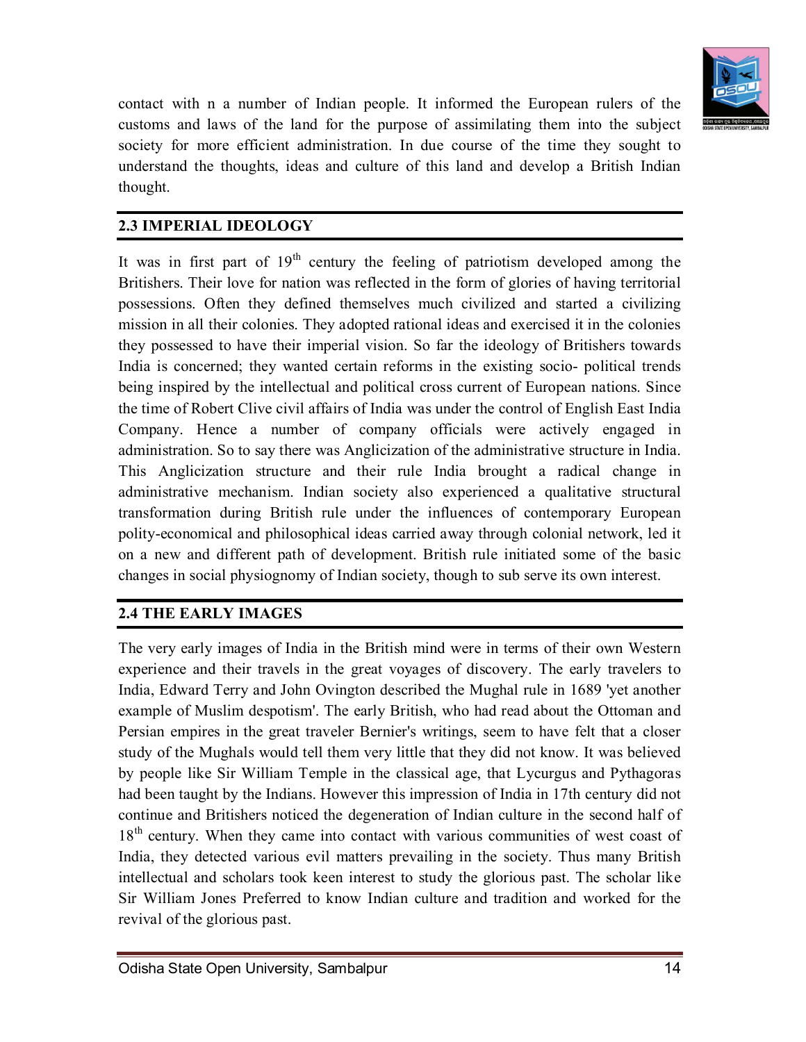contact with n a number of Indian people. It informed the European rulers of the customs and laws of the land for the purpose of assimilating them into the subject society for more efficient administration. In due course of the time they sought to understand the thoughts, ideas and culture of this land and develop a British Indian thought.

## 2.3 IMPERIAL IDEOLOGY

It was in first part of 19th century the feeling of patriotism developed among the Britishers. Their love for nation was reflected in the form of glories of having territorial possessions. Often they defined themselves much civilized and started a civilizing mission in all their colonies. They adopted rational ideas and exercised it in the colonies they possessed to have their imperial vision. So far the ideology of Britishers towards India is concerned; they wanted certain reforms in the existing socio- political trends being inspired by the intellectual and political cross current of European nations. Since the time of Robert Clive civil affairs of India was under the control of English East India Company. Hence a number of company officials were actively engaged in administration. So to say there was Anglicization of the administrative structure in India. This Anglicization structure and their rule India brought a radical change in administrative mechanism. Indian society also experienced a qualitative structural transformation during British rule under the influences of contemporary European polity-economical and philosophical ideas carried away through colonial network, led it on a new and different path of development. British rule initiated some of the basic changes in social physiognomy of Indian society, though to sub serve its own interest.

## 2.4 THE EARLY IMAGES

The very early images of India in the British mind were in terms of their own Western experience and their travels in the great voyages of discovery. The early travelers to India, Edward Terry and John Ovington described the Mughal rule in 1689 'yet another example of Muslim despotism'. The early British, who had read about the Ottoman and Persian empires in the great traveler Bernier's writings, seem to have felt that a closer study of the Mughals would tell them very little that they did not know. It was believed by people like Sir William Temple in the classical age, that Lycurgus and Pythagoras had been taught by the Indians. However this impression of India in 17th century did not continue and Britishers noticed the degeneration of Indian culture in the second half of 18th century. When they came into contact with various communities of west coast of India, they detected various evil matters prevailing in the society. Thus many British intellectual and scholars took keen interest to study the glorious past. The scholar like Sir William Jones Preferred to know Indian culture and tradition and worked for the revival of the glorious past.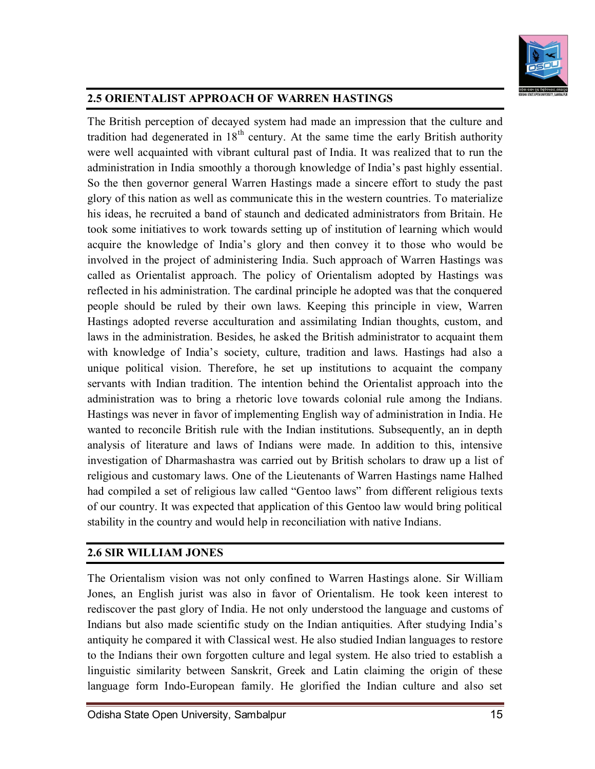## 2.5 ORIENTALIST APPROACH OF WARREN HASTINGS

The British perception of decayed system had made an impression that the culture and tradition had degenerated in 18th century. At the same time the early British authority were well acquainted with vibrant cultural past of India. It was realized that to run the administration in India smoothly a thorough knowledge of India's past highly essential. So the then governor general Warren Hastings made a sincere effort to study the past glory of this nation as well as communicate this in the western countries. To materialize his ideas, he recruited a band of staunch and dedicated administrators from Britain. He took some initiatives to work towards setting up of institution of learning which would acquire the knowledge of India's glory and then convey it to those who would be involved in the project of administering India. Such approach of Warren Hastings was called as Orientalist approach. The policy of Orientalism adopted by Hastings was reflected in his administration. The cardinal principle he adopted was that the conquered people should be ruled by their own laws. Keeping this principle in view, Warren Hastings adopted reverse acculturation and assimilating Indian thoughts, custom, and laws in the administration. Besides, he asked the British administrator to acquaint them with knowledge of India's society, culture, tradition and laws. Hastings had also a unique political vision. Therefore, he set up institutions to acquaint the company servants with Indian tradition. The intention behind the Orientalist approach into the administration was to bring a rhetoric love towards colonial rule among the Indians. Hastings was never in favor of implementing English way of administration in India. He wanted to reconcile British rule with the Indian institutions. Subsequently, an in depth analysis of literature and laws of Indians were made. In addition to this, intensive investigation of Dharmashastra was carried out by British scholars to draw up a list of religious and customary laws. One of the Lieutenants of Warren Hastings name Halhed had compiled a set of religious law called "Gentoo laws" from different religious texts of our country. It was expected that application of this Gentoo law would bring political stability in the country and would help in reconciliation with native Indians.

## 2.6 SIR WILLIAM JONES

The Orientalism vision was not only confined to Warren Hastings alone. Sir William Jones, an English jurist was also in favor of Orientalism. He took keen interest to rediscover the past glory of India. He not only understood the language and customs of Indians but also made scientific study on the Indian antiquities. After studying India's antiquity he compared it with Classical west. He also studied Indian languages to restore to the Indians their own forgotten culture and legal system. He also tried to establish a linguistic similarity between Sanskrit, Greek and Latin claiming the origin of these language form Indo-European family. He glorified the Indian culture and also set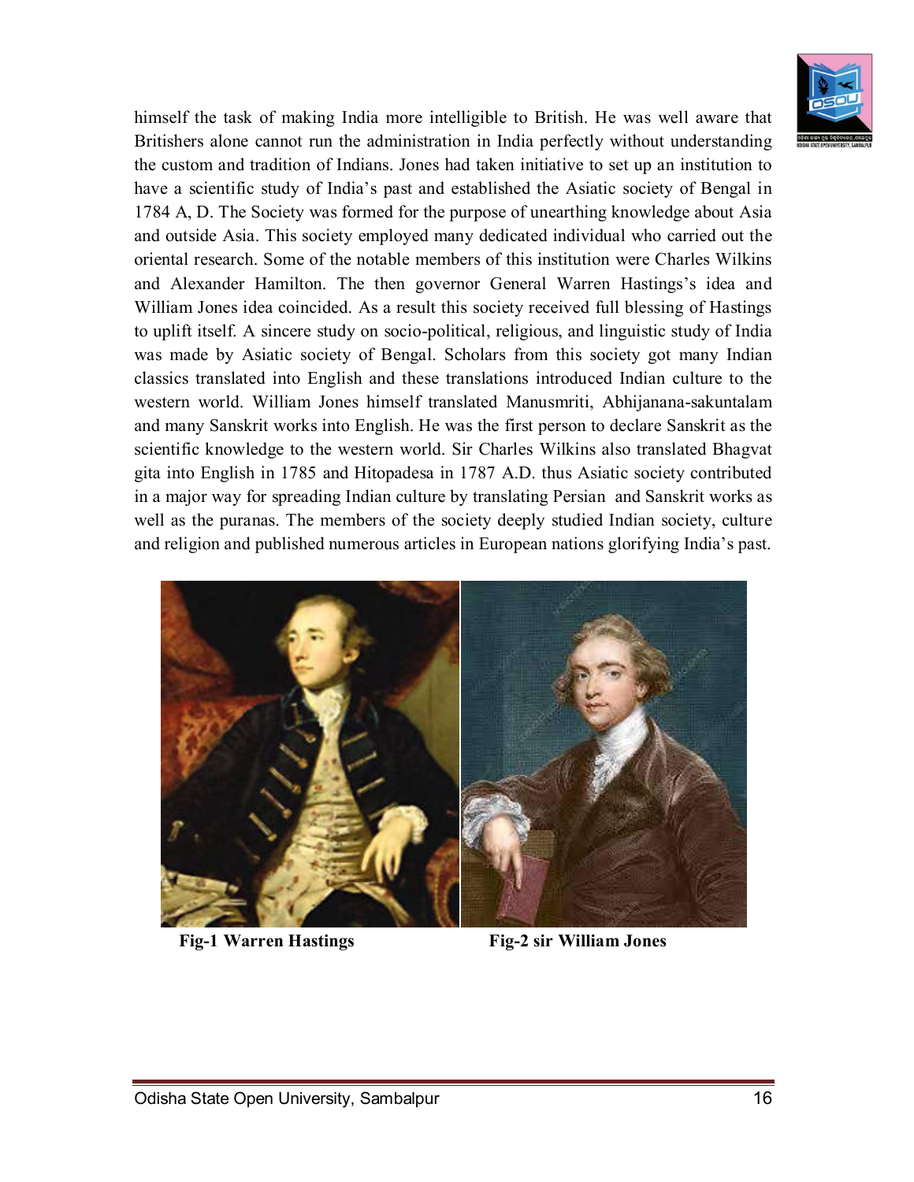himself the task of making India more intelligible to British. He was well aware that Britishers alone cannot run the administration in India perfectly without understanding the custom and tradition of Indians. Jones had taken initiative to set up an institution to have a scientific study of India's past and established the Asiatic society of Bengal in 1784 A, D. The Society was formed for the purpose of unearthing knowledge about Asia and outside Asia. This society employed many dedicated individual who carried out the oriental research. Some of the notable members of this institution were Charles Wilkins and Alexander Hamilton. The then governor General Warren Hastings's idea and William Jones idea coincided. As a result this society received full blessing of Hastings to uplift itself. A sincere study on socio-political, religious, and linguistic study of India was made by Asiatic society of Bengal. Scholars from this society got many Indian classics translated into English and these translations introduced Indian culture to the western world. William Jones himself translated Manusmriti, Abhijanana-sakuntalam and many Sanskrit works into English. He was the first person to declare Sanskrit as the scientific knowledge to the western world. Sir Charles Wilkins also translated Bhagvat gita into English in 1785 and Hitopadesa in 1787 A.D. thus Asiatic society contributed in a major way for spreading Indian culture by translating Persian and Sanskrit works as well as the puranas. The members of the society deeply studied Indian society, culture and religion and published numerous articles in European nations glorifying India's past.

**Fig-1 Warren Hastings**

**Fig-2 sir William Jones**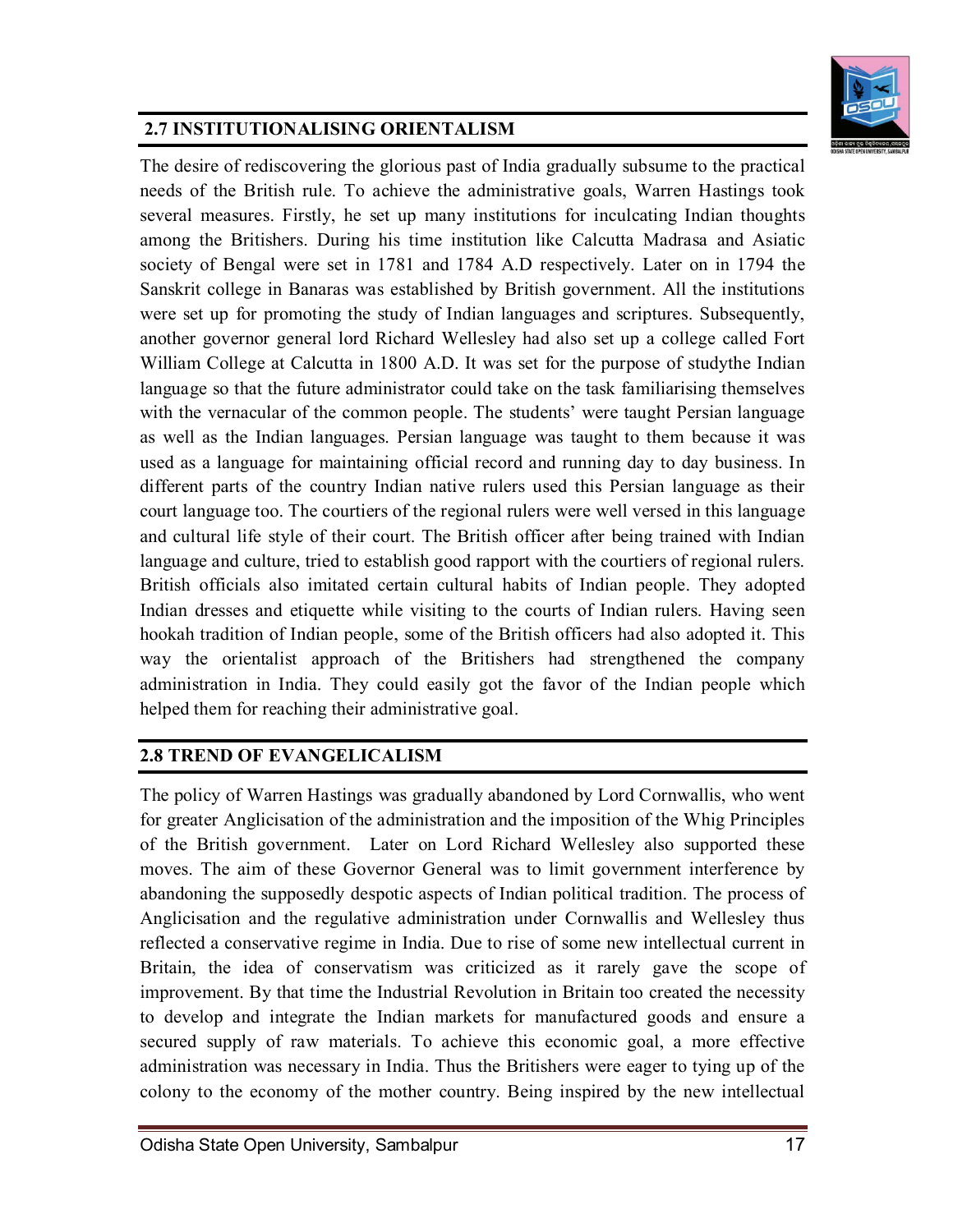## 2.7 INSTITUTIONALISING ORIENTALISM

The desire of rediscovering the glorious past of India gradually subsume to the practical needs of the British rule. To achieve the administrative goals, Warren Hastings took several measures. Firstly, he set up many institutions for inculcating Indian thoughts among the Britishers. During his time institution like Calcutta Madrasa and Asiatic society of Bengal were set in 1781 and 1784 A.D respectively. Later on in 1794 the Sanskrit college in Banaras was established by British government. All the institutions were set up for promoting the study of Indian languages and scriptures. Subsequently, another governor general lord Richard Wellesley had also set up a college called Fort William College at Calcutta in 1800 A.D. It was set for the purpose of studythe Indian language so that the future administrator could take on the task familiarising themselves with the vernacular of the common people. The students' were taught Persian language as well as the Indian languages. Persian language was taught to them because it was used as a language for maintaining official record and running day to day business. In different parts of the country Indian native rulers used this Persian language as their court language too. The courtiers of the regional rulers were well versed in this language and cultural life style of their court. The British officer after being trained with Indian language and culture, tried to establish good rapport with the courtiers of regional rulers. British officials also imitated certain cultural habits of Indian people. They adopted Indian dresses and etiquette while visiting to the courts of Indian rulers. Having seen hookah tradition of Indian people, some of the British officers had also adopted it. This way the orientalist approach of the Britishers had strengthened the company administration in India. They could easily got the favor of the Indian people which helped them for reaching their administrative goal.

## 2.8 TREND OF EVANGELICALISM

The policy of Warren Hastings was gradually abandoned by Lord Cornwallis, who went for greater Anglicisation of the administration and the imposition of the Whig Principles of the British government. Later on Lord Richard Wellesley also supported these moves. The aim of these Governor General was to limit government interference by abandoning the supposedly despotic aspects of Indian political tradition. The process of Anglicisation and the regulative administration under Cornwallis and Wellesley thus reflected a conservative regime in India. Due to rise of some new intellectual current in Britain, the idea of conservatism was criticized as it rarely gave the scope of improvement. By that time the Industrial Revolution in Britain too created the necessity to develop and integrate the Indian markets for manufactured goods and ensure a secured supply of raw materials. To achieve this economic goal, a more effective administration was necessary in India. Thus the Britishers were eager to tying up of the colony to the economy of the mother country. Being inspired by the new intellectual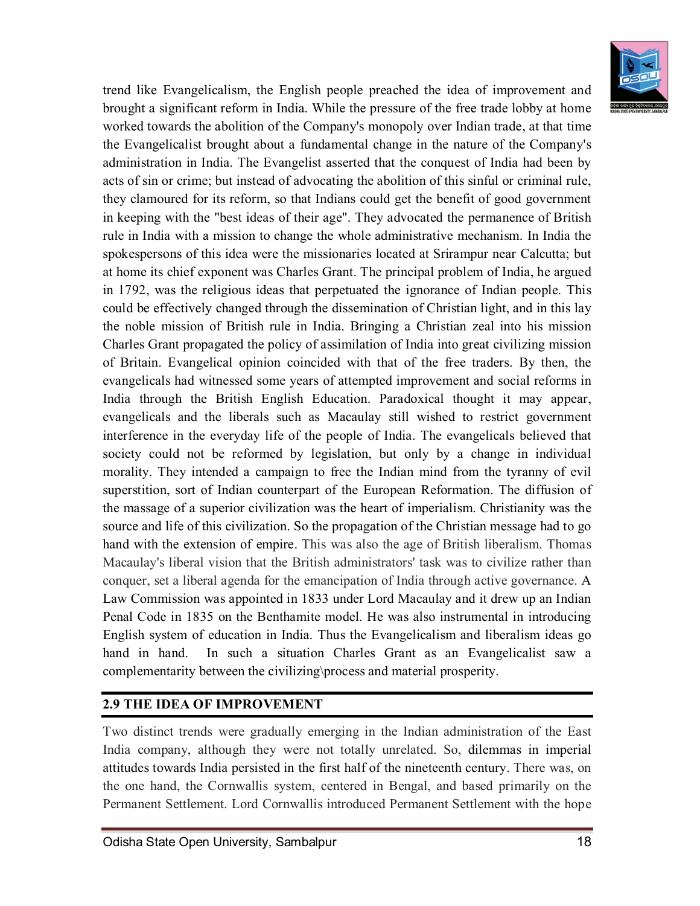trend like Evangelicalism, the English people preached the idea of improvement and brought a significant reform in India. While the pressure of the free trade lobby at home worked towards the abolition of the Company's monopoly over Indian trade, at that time the Evangelicalist brought about a fundamental change in the nature of the Company's administration in India. The Evangelist asserted that the conquest of India had been by acts of sin or crime; but instead of advocating the abolition of this sinful or criminal rule, they clamoured for its reform, so that Indians could get the benefit of good government in keeping with the "best ideas of their age". They advocated the permanence of British rule in India with a mission to change the whole administrative mechanism. In India the spokespersons of this idea were the missionaries located at Srirampur near Calcutta; but at home its chief exponent was Charles Grant. The principal problem of India, he argued in 1792, was the religious ideas that perpetuated the ignorance of Indian people. This could be effectively changed through the dissemination of Christian light, and in this lay the noble mission of British rule in India. Bringing a Christian zeal into his mission Charles Grant propagated the policy of assimilation of India into great civilizing mission of Britain. Evangelical opinion coincided with that of the free traders. By then, the evangelicals had witnessed some years of attempted improvement and social reforms in India through the British English Education. Paradoxical thought it may appear, evangelicals and the liberals such as Macaulay still wished to restrict government interference in the everyday life of the people of India. The evangelicals believed that society could not be reformed by legislation, but only by a change in individual morality. They intended a campaign to free the Indian mind from the tyranny of evil superstition, sort of Indian counterpart of the European Reformation. The diffusion of the massage of a superior civilization was the heart of imperialism. Christianity was the source and life of this civilization. So the propagation of the Christian message had to go hand with the extension of empire. This was also the age of British liberalism. Thomas Macaulay's liberal vision that the British administrators' task was to civilize rather than conquer, set a liberal agenda for the emancipation of India through active governance. A Law Commission was appointed in 1833 under Lord Macaulay and it drew up an Indian Penal Code in 1835 on the Benthamite model. He was also instrumental in introducing English system of education in India. Thus the Evangelicalism and liberalism ideas go hand in hand. In such a situation Charles Grant as an Evangelicalist saw a complementarity between the civilizing\process and material prosperity.

## 2.9 THE IDEA OF IMPROVEMENT

Two distinct trends were gradually emerging in the Indian administration of the East India company, although they were not totally unrelated. So, dilemmas in imperial attitudes towards India persisted in the first half of the nineteenth century. There was, on the one hand, the Cornwallis system, centered in Bengal, and based primarily on the Permanent Settlement. Lord Cornwallis introduced Permanent Settlement with the hope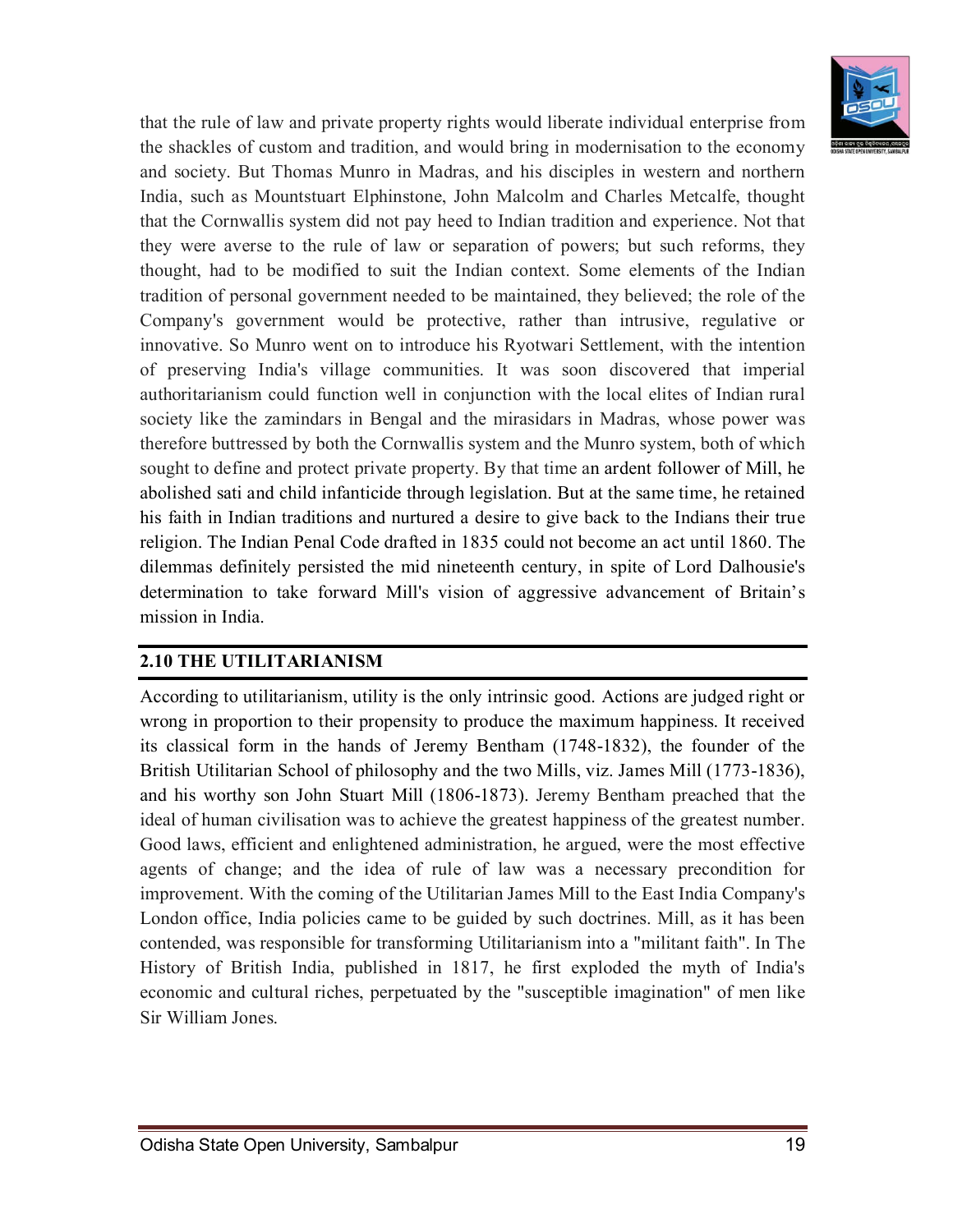that the rule of law and private property rights would liberate individual enterprise from the shackles of custom and tradition, and would bring in modernisation to the economy and society. But Thomas Munro in Madras, and his disciples in western and northern India, such as Mountstuart Elphinstone, John Malcolm and Charles Metcalfe, thought that the Cornwallis system did not pay heed to Indian tradition and experience. Not that they were averse to the rule of law or separation of powers; but such reforms, they thought, had to be modified to suit the Indian context. Some elements of the Indian tradition of personal government needed to be maintained, they believed; the role of the Company's government would be protective, rather than intrusive, regulative or innovative. So Munro went on to introduce his Ryotwari Settlement, with the intention of preserving India's village communities. It was soon discovered that imperial authoritarianism could function well in conjunction with the local elites of Indian rural society like the zamindars in Bengal and the mirasidars in Madras, whose power was therefore buttressed by both the Cornwallis system and the Munro system, both of which sought to define and protect private property. By that time an ardent follower of Mill, he abolished sati and child infanticide through legislation. But at the same time, he retained his faith in Indian traditions and nurtured a desire to give back to the Indians their true religion. The Indian Penal Code drafted in 1835 could not become an act until 1860. The dilemmas definitely persisted the mid nineteenth century, in spite of Lord Dalhousie's determination to take forward Mill's vision of aggressive advancement of Britain's mission in India.

## 2.10 THE UTILITARIANISM

According to utilitarianism, utility is the only intrinsic good. Actions are judged right or wrong in proportion to their propensity to produce the maximum happiness. It received its classical form in the hands of Jeremy Bentham (1748-1832), the founder of the British Utilitarian School of philosophy and the two Mills, viz. James Mill (1773-1836), and his worthy son John Stuart Mill (1806-1873). Jeremy Bentham preached that the ideal of human civilisation was to achieve the greatest happiness of the greatest number. Good laws, efficient and enlightened administration, he argued, were the most effective agents of change; and the idea of rule of law was a necessary precondition for improvement. With the coming of the Utilitarian James Mill to the East India Company's London office, India policies came to be guided by such doctrines. Mill, as it has been contended, was responsible for transforming Utilitarianism into a "militant faith". In The History of British India, published in 1817, he first exploded the myth of India's economic and cultural riches, perpetuated by the "susceptible imagination" of men like Sir William Jones.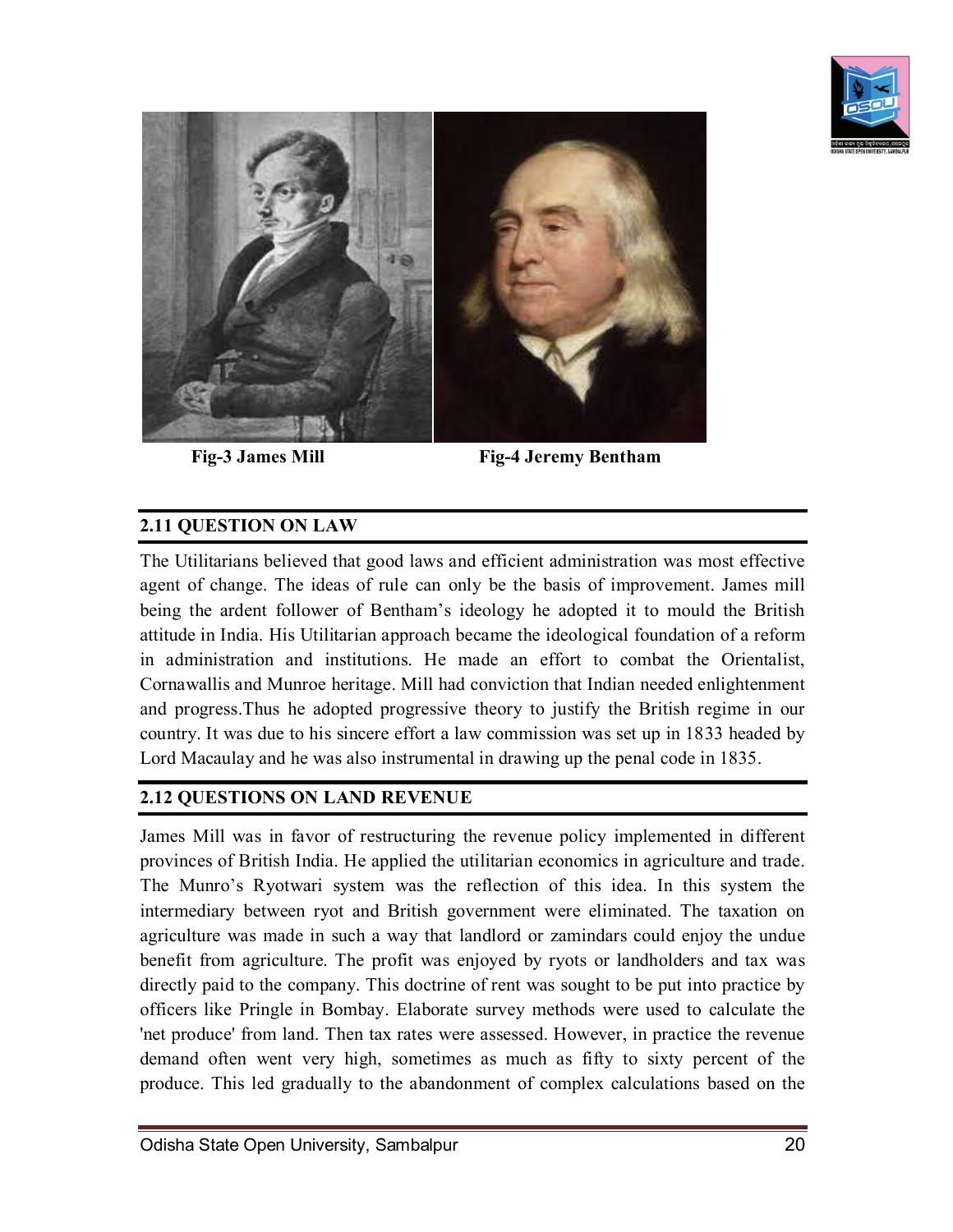Fig-3 James Mill　　　　　　Fig-4 Jeremy Bentham

## 2.11 QUESTION ON LAW

The Utilitarians believed that good laws and efficient administration was most effective agent of change. The ideas of rule can only be the basis of improvement. James mill being the ardent follower of Bentham's ideology he adopted it to mould the British attitude in India. His Utilitarian approach became the ideological foundation of a reform in administration and institutions. He made an effort to combat the Orientalist, Cornawallis and Munroe heritage. Mill had conviction that Indian needed enlightenment and progress.Thus he adopted progressive theory to justify the British regime in our country. It was due to his sincere effort a law commission was set up in 1833 headed by Lord Macaulay and he was also instrumental in drawing up the penal code in 1835.

## 2.12 QUESTIONS ON LAND REVENUE

James Mill was in favor of restructuring the revenue policy implemented in different provinces of British India. He applied the utilitarian economics in agriculture and trade. The Munro's Ryotwari system was the reflection of this idea. In this system the intermediary between ryot and British government were eliminated. The taxation on agriculture was made in such a way that landlord or zamindars could enjoy the undue benefit from agriculture. The profit was enjoyed by ryots or landholders and tax was directly paid to the company. This doctrine of rent was sought to be put into practice by officers like Pringle in Bombay. Elaborate survey methods were used to calculate the 'net produce' from land. Then tax rates were assessed. However, in practice the revenue demand often went very high, sometimes as much as fifty to sixty percent of the produce. This led gradually to the abandonment of complex calculations based on the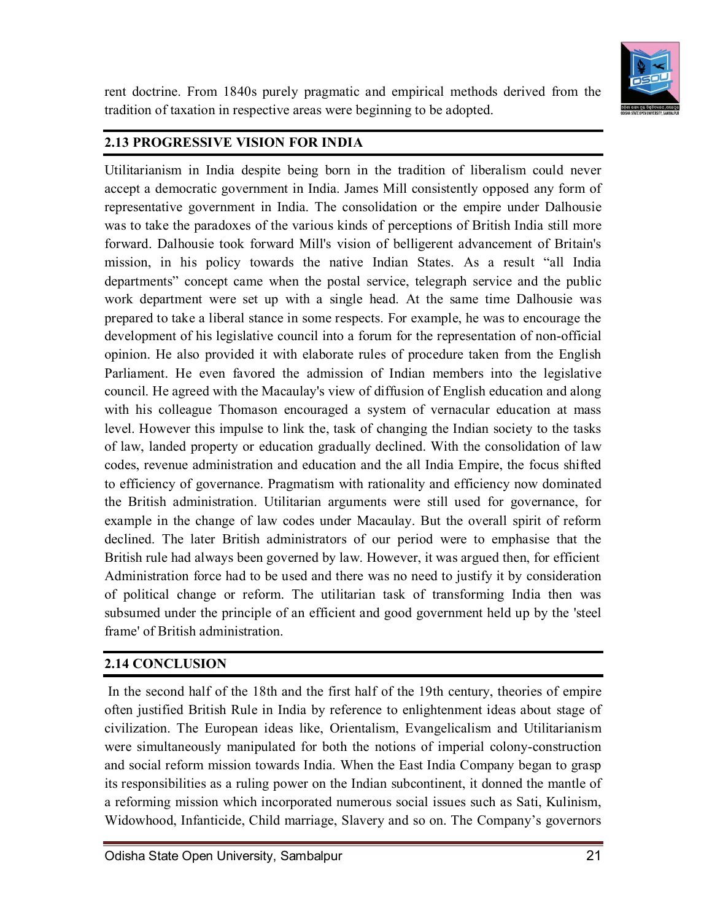rent doctrine. From 1840s purely pragmatic and empirical methods derived from the tradition of taxation in respective areas were beginning to be adopted.

## 2.13 PROGRESSIVE VISION FOR INDIA

Utilitarianism in India despite being born in the tradition of liberalism could never accept a democratic government in India. James Mill consistently opposed any form of representative government in India. The consolidation or the empire under Dalhousie was to take the paradoxes of the various kinds of perceptions of British India still more forward. Dalhousie took forward Mill's vision of belligerent advancement of Britain's mission, in his policy towards the native Indian States. As a result "all India departments" concept came when the postal service, telegraph service and the public work department were set up with a single head. At the same time Dalhousie was prepared to take a liberal stance in some respects. For example, he was to encourage the development of his legislative council into a forum for the representation of non-official opinion. He also provided it with elaborate rules of procedure taken from the English Parliament. He even favored the admission of Indian members into the legislative council. He agreed with the Macaulay's view of diffusion of English education and along with his colleague Thomason encouraged a system of vernacular education at mass level. However this impulse to link the, task of changing the Indian society to the tasks of law, landed property or education gradually declined. With the consolidation of law codes, revenue administration and education and the all India Empire, the focus shifted to efficiency of governance. Pragmatism with rationality and efficiency now dominated the British administration. Utilitarian arguments were still used for governance, for example in the change of law codes under Macaulay. But the overall spirit of reform declined. The later British administrators of our period were to emphasise that the British rule had always been governed by law. However, it was argued then, for efficient Administration force had to be used and there was no need to justify it by consideration of political change or reform. The utilitarian task of transforming India then was subsumed under the principle of an efficient and good government held up by the 'steel frame' of British administration.

## 2.14 CONCLUSION

In the second half of the 18th and the first half of the 19th century, theories of empire often justified British Rule in India by reference to enlightenment ideas about stage of civilization. The European ideas like, Orientalism, Evangelicalism and Utilitarianism were simultaneously manipulated for both the notions of imperial colony-construction and social reform mission towards India. When the East India Company began to grasp its responsibilities as a ruling power on the Indian subcontinent, it donned the mantle of a reforming mission which incorporated numerous social issues such as Sati, Kulinism, Widowhood, Infanticide, Child marriage, Slavery and so on. The Company's governors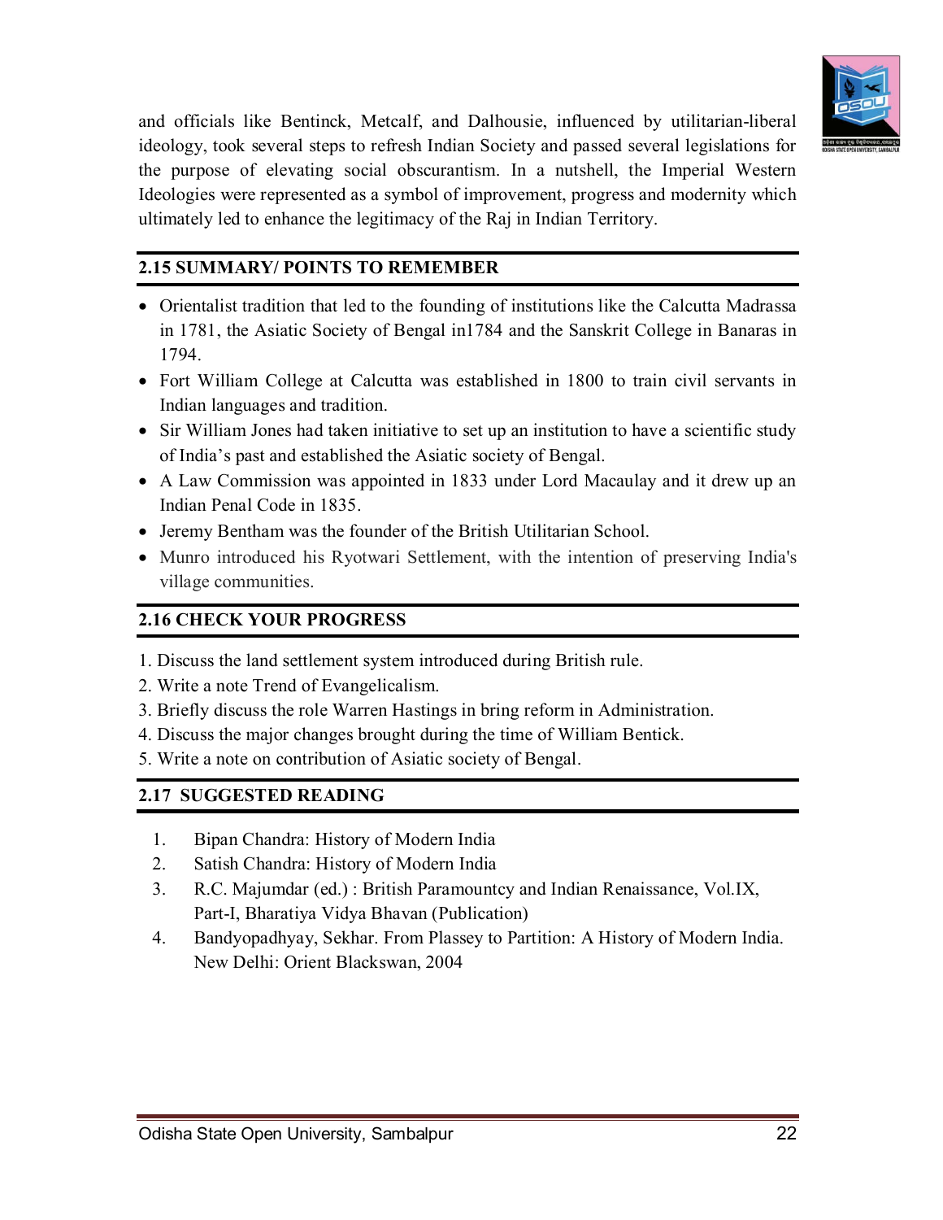and officials like Bentinck, Metcalf, and Dalhousie, influenced by utilitarian-liberal ideology, took several steps to refresh Indian Society and passed several legislations for the purpose of elevating social obscurantism. In a nutshell, the Imperial Western Ideologies were represented as a symbol of improvement, progress and modernity which ultimately led to enhance the legitimacy of the Raj in Indian Territory.

## 2.15 SUMMARY/ POINTS TO REMEMBER

- Orientalist tradition that led to the founding of institutions like the Calcutta Madrassa in 1781, the Asiatic Society of Bengal in1784 and the Sanskrit College in Banaras in 1794.
- Fort William College at Calcutta was established in 1800 to train civil servants in Indian languages and tradition.
- Sir William Jones had taken initiative to set up an institution to have a scientific study of India's past and established the Asiatic society of Bengal.
- A Law Commission was appointed in 1833 under Lord Macaulay and it drew up an Indian Penal Code in 1835.
- Jeremy Bentham was the founder of the British Utilitarian School.
- Munro introduced his Ryotwari Settlement, with the intention of preserving India's village communities.

## 2.16 CHECK YOUR PROGRESS

1. Discuss the land settlement system introduced during British rule.
2. Write a note Trend of Evangelicalism.
3. Briefly discuss the role Warren Hastings in bring reform in Administration.
4. Discuss the major changes brought during the time of William Bentick.
5. Write a note on contribution of Asiatic society of Bengal.

## 2.17 SUGGESTED READING

1. Bipan Chandra: History of Modern India
2. Satish Chandra: History of Modern India
3. R.C. Majumdar (ed.) : British Paramountcy and Indian Renaissance, Vol.IX, Part-I, Bharatiya Vidya Bhavan (Publication)
4. Bandyopadhyay, Sekhar. From Plassey to Partition: A History of Modern India. New Delhi: Orient Blackswan, 2004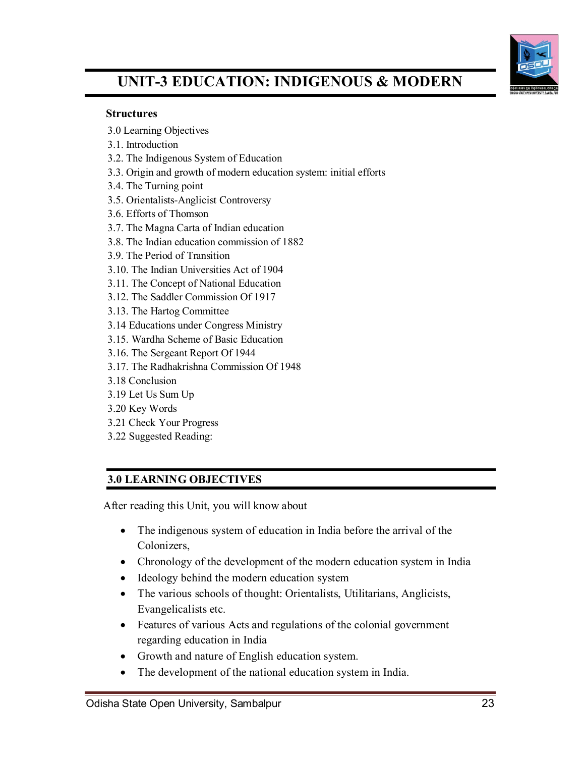# UNIT-3 EDUCATION: INDIGENOUS & MODERN

**Structures**

3.0 Learning Objectives
3.1. Introduction
3.2. The Indigenous System of Education
3.3. Origin and growth of modern education system: initial efforts
3.4. The Turning point
3.5. Orientalists-Anglicist Controversy
3.6. Efforts of Thomson
3.7. The Magna Carta of Indian education
3.8. The Indian education commission of 1882
3.9. The Period of Transition
3.10. The Indian Universities Act of 1904
3.11. The Concept of National Education
3.12. The Saddler Commission Of 1917
3.13. The Hartog Committee
3.14 Educations under Congress Ministry
3.15. Wardha Scheme of Basic Education
3.16. The Sergeant Report Of 1944
3.17. The Radhakrishna Commission Of 1948
3.18 Conclusion
3.19 Let Us Sum Up
3.20 Key Words
3.21 Check Your Progress
3.22 Suggested Reading:

## 3.0 LEARNING OBJECTIVES

After reading this Unit, you will know about

- The indigenous system of education in India before the arrival of the Colonizers,
- Chronology of the development of the modern education system in India
- Ideology behind the modern education system
- The various schools of thought: Orientalists, Utilitarians, Anglicists, Evangelicalists etc.
- Features of various Acts and regulations of the colonial government regarding education in India
- Growth and nature of English education system.
- The development of the national education system in India.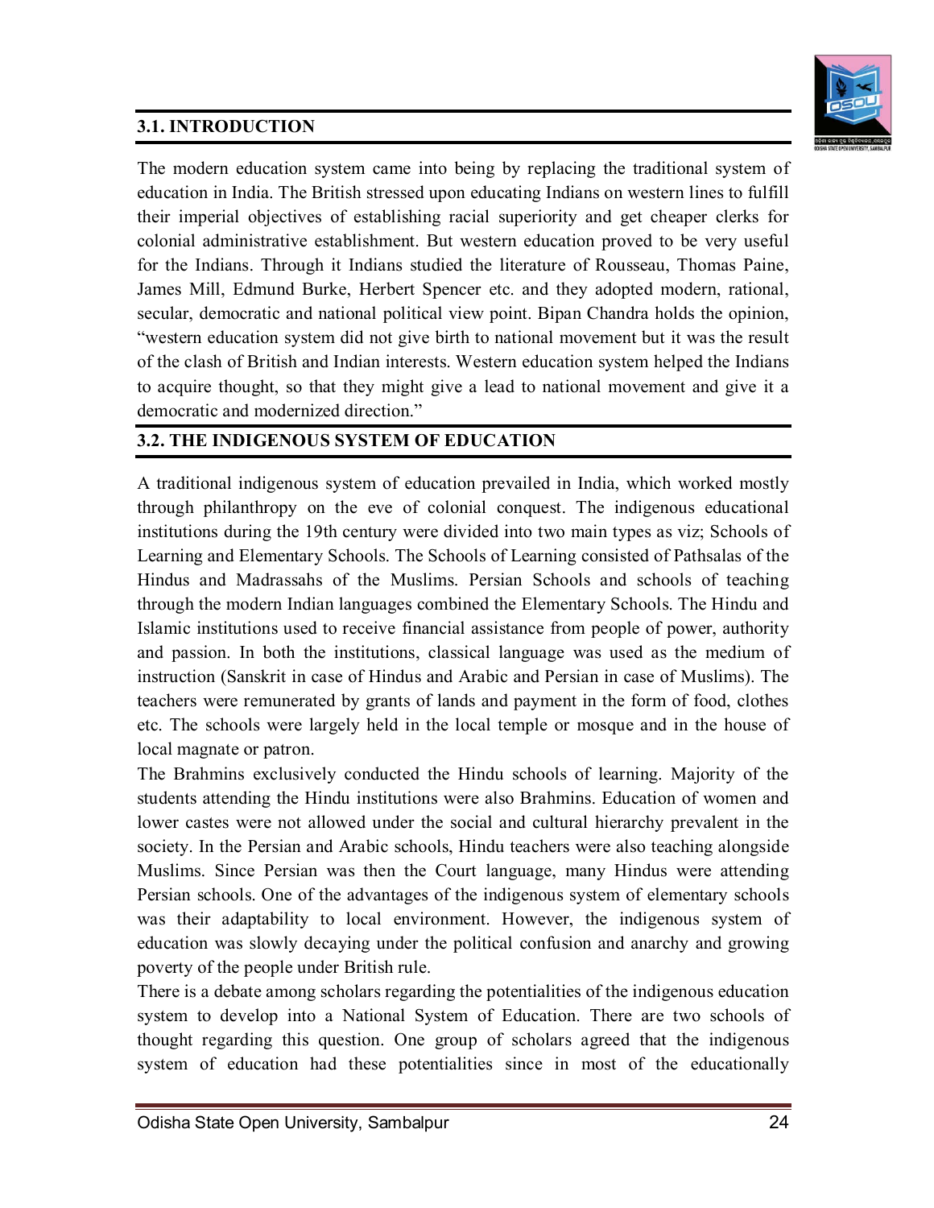## 3.1. INTRODUCTION

The modern education system came into being by replacing the traditional system of education in India. The British stressed upon educating Indians on western lines to fulfill their imperial objectives of establishing racial superiority and get cheaper clerks for colonial administrative establishment. But western education proved to be very useful for the Indians. Through it Indians studied the literature of Rousseau, Thomas Paine, James Mill, Edmund Burke, Herbert Spencer etc. and they adopted modern, rational, secular, democratic and national political view point. Bipan Chandra holds the opinion, "western education system did not give birth to national movement but it was the result of the clash of British and Indian interests. Western education system helped the Indians to acquire thought, so that they might give a lead to national movement and give it a democratic and modernized direction."

## 3.2. THE INDIGENOUS SYSTEM OF EDUCATION

A traditional indigenous system of education prevailed in India, which worked mostly through philanthropy on the eve of colonial conquest. The indigenous educational institutions during the 19th century were divided into two main types as viz; Schools of Learning and Elementary Schools. The Schools of Learning consisted of Pathsalas of the Hindus and Madrassahs of the Muslims. Persian Schools and schools of teaching through the modern Indian languages combined the Elementary Schools. The Hindu and Islamic institutions used to receive financial assistance from people of power, authority and passion. In both the institutions, classical language was used as the medium of instruction (Sanskrit in case of Hindus and Arabic and Persian in case of Muslims). The teachers were remunerated by grants of lands and payment in the form of food, clothes etc. The schools were largely held in the local temple or mosque and in the house of local magnate or patron.

The Brahmins exclusively conducted the Hindu schools of learning. Majority of the students attending the Hindu institutions were also Brahmins. Education of women and lower castes were not allowed under the social and cultural hierarchy prevalent in the society. In the Persian and Arabic schools, Hindu teachers were also teaching alongside Muslims. Since Persian was then the Court language, many Hindus were attending Persian schools. One of the advantages of the indigenous system of elementary schools was their adaptability to local environment. However, the indigenous system of education was slowly decaying under the political confusion and anarchy and growing poverty of the people under British rule.

There is a debate among scholars regarding the potentialities of the indigenous education system to develop into a National System of Education. There are two schools of thought regarding this question. One group of scholars agreed that the indigenous system of education had these potentialities since in most of the educationally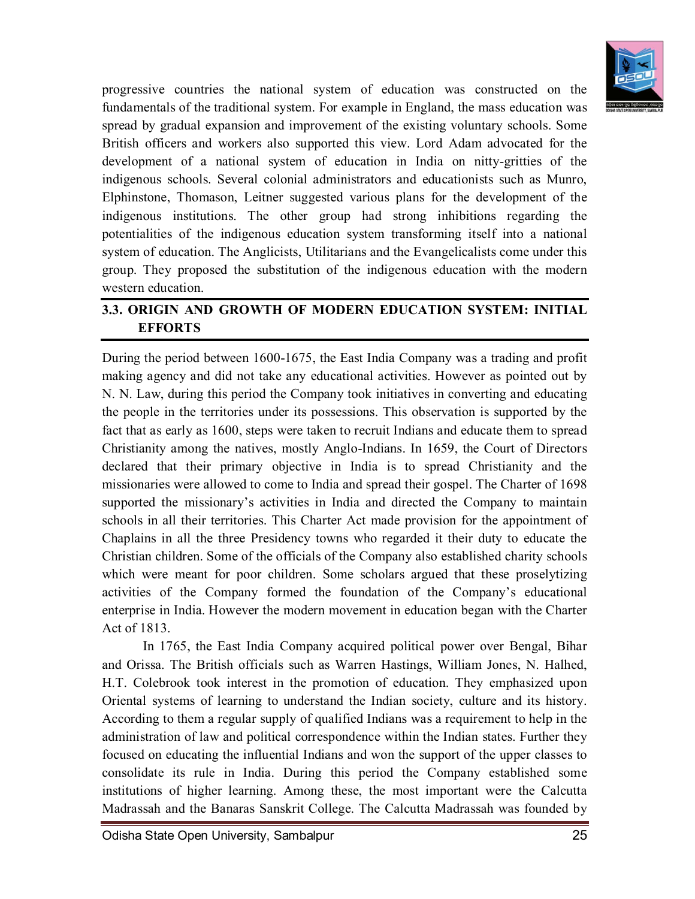progressive countries the national system of education was constructed on the fundamentals of the traditional system. For example in England, the mass education was spread by gradual expansion and improvement of the existing voluntary schools. Some British officers and workers also supported this view. Lord Adam advocated for the development of a national system of education in India on nitty-gritties of the indigenous schools. Several colonial administrators and educationists such as Munro, Elphinstone, Thomason, Leitner suggested various plans for the development of the indigenous institutions. The other group had strong inhibitions regarding the potentialities of the indigenous education system transforming itself into a national system of education. The Anglicists, Utilitarians and the Evangelicalists come under this group. They proposed the substitution of the indigenous education with the modern western education.

## 3.3. ORIGIN AND GROWTH OF MODERN EDUCATION SYSTEM: INITIAL EFFORTS

During the period between 1600-1675, the East India Company was a trading and profit making agency and did not take any educational activities. However as pointed out by N. N. Law, during this period the Company took initiatives in converting and educating the people in the territories under its possessions. This observation is supported by the fact that as early as 1600, steps were taken to recruit Indians and educate them to spread Christianity among the natives, mostly Anglo-Indians. In 1659, the Court of Directors declared that their primary objective in India is to spread Christianity and the missionaries were allowed to come to India and spread their gospel. The Charter of 1698 supported the missionary's activities in India and directed the Company to maintain schools in all their territories. This Charter Act made provision for the appointment of Chaplains in all the three Presidency towns who regarded it their duty to educate the Christian children. Some of the officials of the Company also established charity schools which were meant for poor children. Some scholars argued that these proselytizing activities of the Company formed the foundation of the Company's educational enterprise in India. However the modern movement in education began with the Charter Act of 1813.

In 1765, the East India Company acquired political power over Bengal, Bihar and Orissa. The British officials such as Warren Hastings, William Jones, N. Halhed, H.T. Colebrook took interest in the promotion of education. They emphasized upon Oriental systems of learning to understand the Indian society, culture and its history. According to them a regular supply of qualified Indians was a requirement to help in the administration of law and political correspondence within the Indian states. Further they focused on educating the influential Indians and won the support of the upper classes to consolidate its rule in India. During this period the Company established some institutions of higher learning. Among these, the most important were the Calcutta Madrassah and the Banaras Sanskrit College. The Calcutta Madrassah was founded by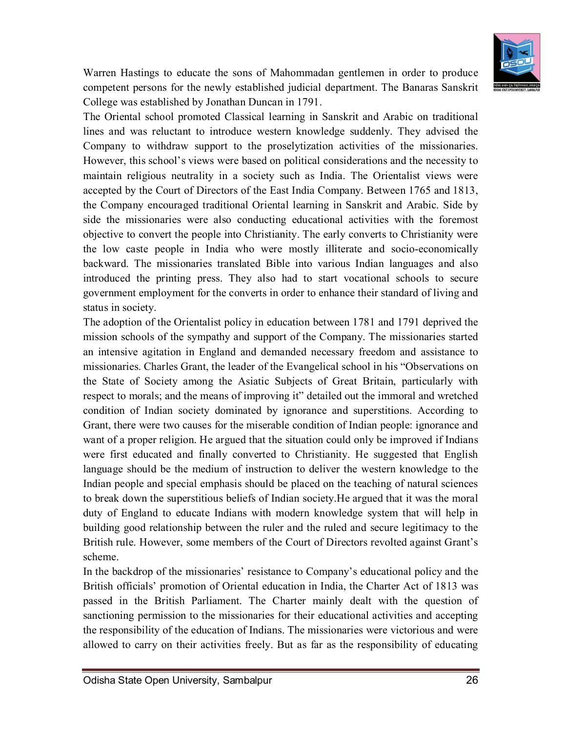Warren Hastings to educate the sons of Mahommadan gentlemen in order to produce competent persons for the newly established judicial department. The Banaras Sanskrit College was established by Jonathan Duncan in 1791.

The Oriental school promoted Classical learning in Sanskrit and Arabic on traditional lines and was reluctant to introduce western knowledge suddenly. They advised the Company to withdraw support to the proselytization activities of the missionaries. However, this school's views were based on political considerations and the necessity to maintain religious neutrality in a society such as India. The Orientalist views were accepted by the Court of Directors of the East India Company. Between 1765 and 1813, the Company encouraged traditional Oriental learning in Sanskrit and Arabic. Side by side the missionaries were also conducting educational activities with the foremost objective to convert the people into Christianity. The early converts to Christianity were the low caste people in India who were mostly illiterate and socio-economically backward. The missionaries translated Bible into various Indian languages and also introduced the printing press. They also had to start vocational schools to secure government employment for the converts in order to enhance their standard of living and status in society.

The adoption of the Orientalist policy in education between 1781 and 1791 deprived the mission schools of the sympathy and support of the Company. The missionaries started an intensive agitation in England and demanded necessary freedom and assistance to missionaries. Charles Grant, the leader of the Evangelical school in his "Observations on the State of Society among the Asiatic Subjects of Great Britain, particularly with respect to morals; and the means of improving it" detailed out the immoral and wretched condition of Indian society dominated by ignorance and superstitions. According to Grant, there were two causes for the miserable condition of Indian people: ignorance and want of a proper religion. He argued that the situation could only be improved if Indians were first educated and finally converted to Christianity. He suggested that English language should be the medium of instruction to deliver the western knowledge to the Indian people and special emphasis should be placed on the teaching of natural sciences to break down the superstitious beliefs of Indian society.He argued that it was the moral duty of England to educate Indians with modern knowledge system that will help in building good relationship between the ruler and the ruled and secure legitimacy to the British rule. However, some members of the Court of Directors revolted against Grant's scheme.

In the backdrop of the missionaries' resistance to Company's educational policy and the British officials' promotion of Oriental education in India, the Charter Act of 1813 was passed in the British Parliament. The Charter mainly dealt with the question of sanctioning permission to the missionaries for their educational activities and accepting the responsibility of the education of Indians. The missionaries were victorious and were allowed to carry on their activities freely. But as far as the responsibility of educating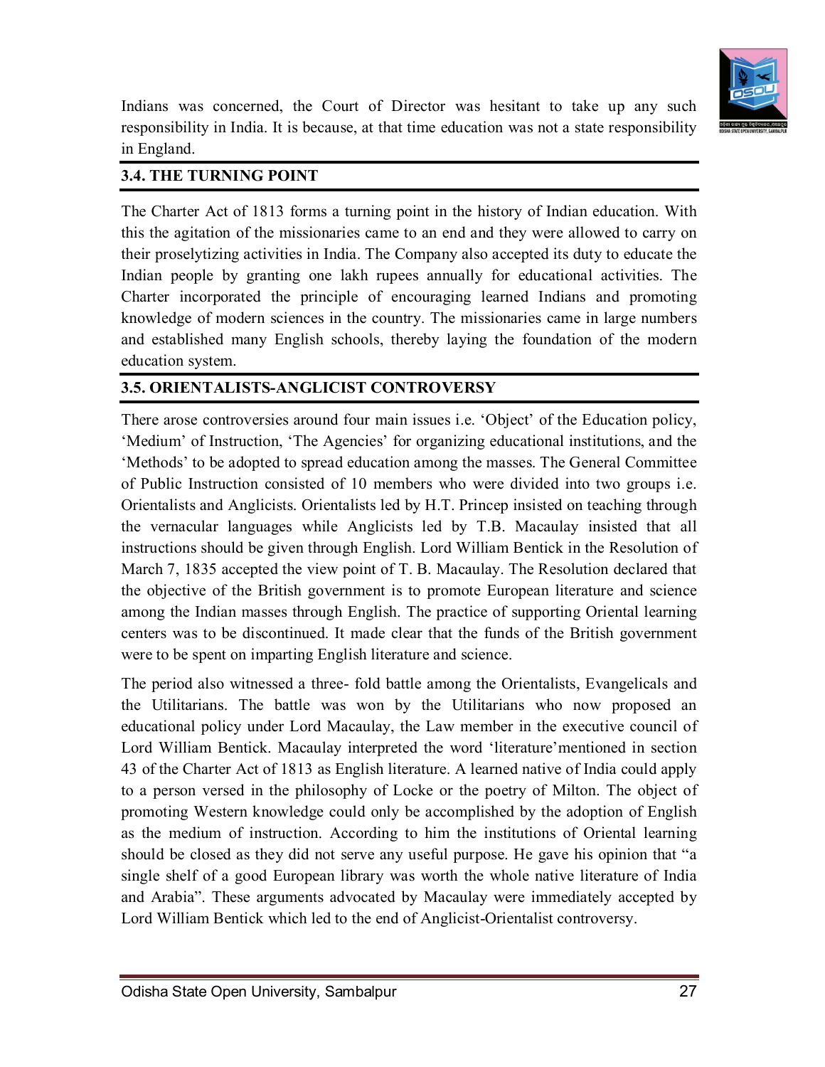Indians was concerned, the Court of Director was hesitant to take up any such responsibility in India. It is because, at that time education was not a state responsibility in England.

## 3.4. THE TURNING POINT

The Charter Act of 1813 forms a turning point in the history of Indian education. With this the agitation of the missionaries came to an end and they were allowed to carry on their proselytizing activities in India. The Company also accepted its duty to educate the Indian people by granting one lakh rupees annually for educational activities. The Charter incorporated the principle of encouraging learned Indians and promoting knowledge of modern sciences in the country. The missionaries came in large numbers and established many English schools, thereby laying the foundation of the modern education system.

## 3.5. ORIENTALISTS-ANGLICIST CONTROVERSY

There arose controversies around four main issues i.e. 'Object' of the Education policy, 'Medium' of Instruction, 'The Agencies' for organizing educational institutions, and the 'Methods' to be adopted to spread education among the masses. The General Committee of Public Instruction consisted of 10 members who were divided into two groups i.e. Orientalists and Anglicists. Orientalists led by H.T. Princep insisted on teaching through the vernacular languages while Anglicists led by T.B. Macaulay insisted that all instructions should be given through English. Lord William Bentick in the Resolution of March 7, 1835 accepted the view point of T. B. Macaulay. The Resolution declared that the objective of the British government is to promote European literature and science among the Indian masses through English. The practice of supporting Oriental learning centers was to be discontinued. It made clear that the funds of the British government were to be spent on imparting English literature and science.

The period also witnessed a three- fold battle among the Orientalists, Evangelicals and the Utilitarians. The battle was won by the Utilitarians who now proposed an educational policy under Lord Macaulay, the Law member in the executive council of Lord William Bentick. Macaulay interpreted the word 'literature'mentioned in section 43 of the Charter Act of 1813 as English literature. A learned native of India could apply to a person versed in the philosophy of Locke or the poetry of Milton. The object of promoting Western knowledge could only be accomplished by the adoption of English as the medium of instruction. According to him the institutions of Oriental learning should be closed as they did not serve any useful purpose. He gave his opinion that "a single shelf of a good European library was worth the whole native literature of India and Arabia". These arguments advocated by Macaulay were immediately accepted by Lord William Bentick which led to the end of Anglicist-Orientalist controversy.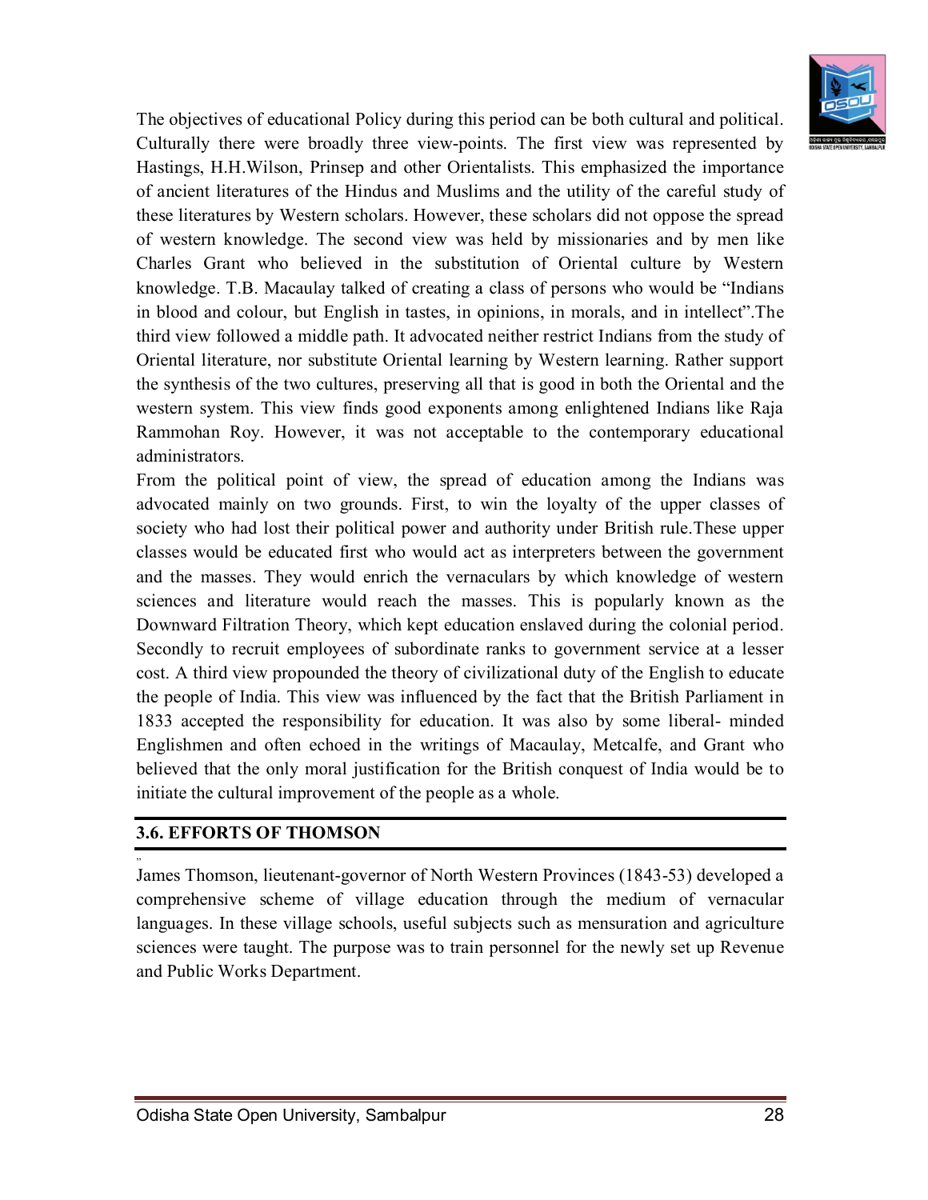The objectives of educational Policy during this period can be both cultural and political. Culturally there were broadly three view-points. The first view was represented by Hastings, H.H.Wilson, Prinsep and other Orientalists. This emphasized the importance of ancient literatures of the Hindus and Muslims and the utility of the careful study of these literatures by Western scholars. However, these scholars did not oppose the spread of western knowledge. The second view was held by missionaries and by men like Charles Grant who believed in the substitution of Oriental culture by Western knowledge. T.B. Macaulay talked of creating a class of persons who would be "Indians in blood and colour, but English in tastes, in opinions, in morals, and in intellect".The third view followed a middle path. It advocated neither restrict Indians from the study of Oriental literature, nor substitute Oriental learning by Western learning. Rather support the synthesis of the two cultures, preserving all that is good in both the Oriental and the western system. This view finds good exponents among enlightened Indians like Raja Rammohan Roy. However, it was not acceptable to the contemporary educational administrators.

From the political point of view, the spread of education among the Indians was advocated mainly on two grounds. First, to win the loyalty of the upper classes of society who had lost their political power and authority under British rule.These upper classes would be educated first who would act as interpreters between the government and the masses. They would enrich the vernaculars by which knowledge of western sciences and literature would reach the masses. This is popularly known as the Downward Filtration Theory, which kept education enslaved during the colonial period. Secondly to recruit employees of subordinate ranks to government service at a lesser cost. A third view propounded the theory of civilizational duty of the English to educate the people of India. This view was influenced by the fact that the British Parliament in 1833 accepted the responsibility for education. It was also by some liberal- minded Englishmen and often echoed in the writings of Macaulay, Metcalfe, and Grant who believed that the only moral justification for the British conquest of India would be to initiate the cultural improvement of the people as a whole.

## 3.6. EFFORTS OF THOMSON

James Thomson, lieutenant-governor of North Western Provinces (1843-53) developed a comprehensive scheme of village education through the medium of vernacular languages. In these village schools, useful subjects such as mensuration and agriculture sciences were taught. The purpose was to train personnel for the newly set up Revenue and Public Works Department.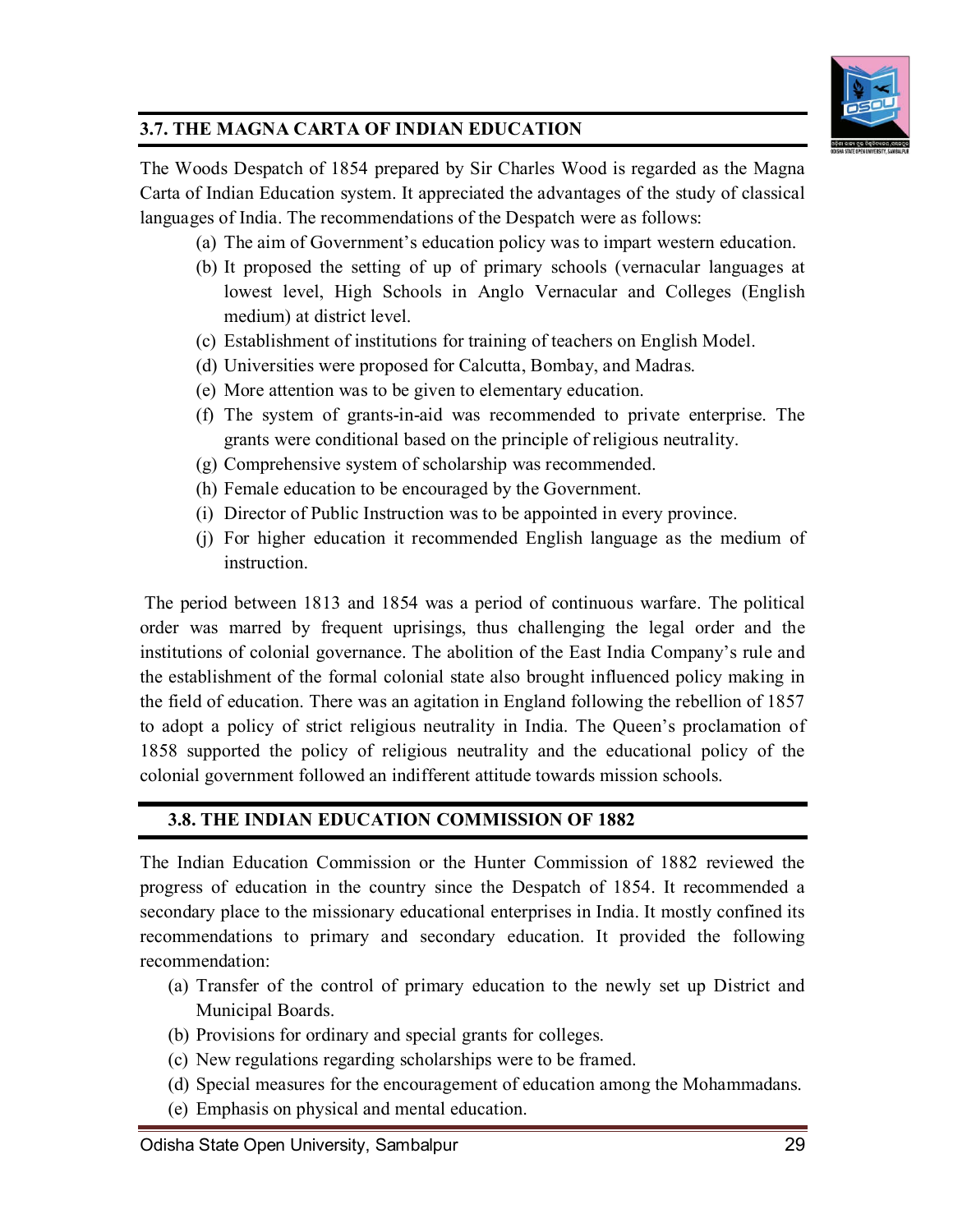## 3.7. THE MAGNA CARTA OF INDIAN EDUCATION

The Woods Despatch of 1854 prepared by Sir Charles Wood is regarded as the Magna Carta of Indian Education system. It appreciated the advantages of the study of classical languages of India. The recommendations of the Despatch were as follows:

(a) The aim of Government's education policy was to impart western education.
(b) It proposed the setting of up of primary schools (vernacular languages at lowest level, High Schools in Anglo Vernacular and Colleges (English medium) at district level.
(c) Establishment of institutions for training of teachers on English Model.
(d) Universities were proposed for Calcutta, Bombay, and Madras.
(e) More attention was to be given to elementary education.
(f) The system of grants-in-aid was recommended to private enterprise. The grants were conditional based on the principle of religious neutrality.
(g) Comprehensive system of scholarship was recommended.
(h) Female education to be encouraged by the Government.
(i) Director of Public Instruction was to be appointed in every province.
(j) For higher education it recommended English language as the medium of instruction.

The period between 1813 and 1854 was a period of continuous warfare. The political order was marred by frequent uprisings, thus challenging the legal order and the institutions of colonial governance. The abolition of the East India Company's rule and the establishment of the formal colonial state also brought influenced policy making in the field of education. There was an agitation in England following the rebellion of 1857 to adopt a policy of strict religious neutrality in India. The Queen's proclamation of 1858 supported the policy of religious neutrality and the educational policy of the colonial government followed an indifferent attitude towards mission schools.

## 3.8. THE INDIAN EDUCATION COMMISSION OF 1882

The Indian Education Commission or the Hunter Commission of 1882 reviewed the progress of education in the country since the Despatch of 1854. It recommended a secondary place to the missionary educational enterprises in India. It mostly confined its recommendations to primary and secondary education. It provided the following recommendation:

(a) Transfer of the control of primary education to the newly set up District and Municipal Boards.
(b) Provisions for ordinary and special grants for colleges.
(c) New regulations regarding scholarships were to be framed.
(d) Special measures for the encouragement of education among the Mohammadans.
(e) Emphasis on physical and mental education.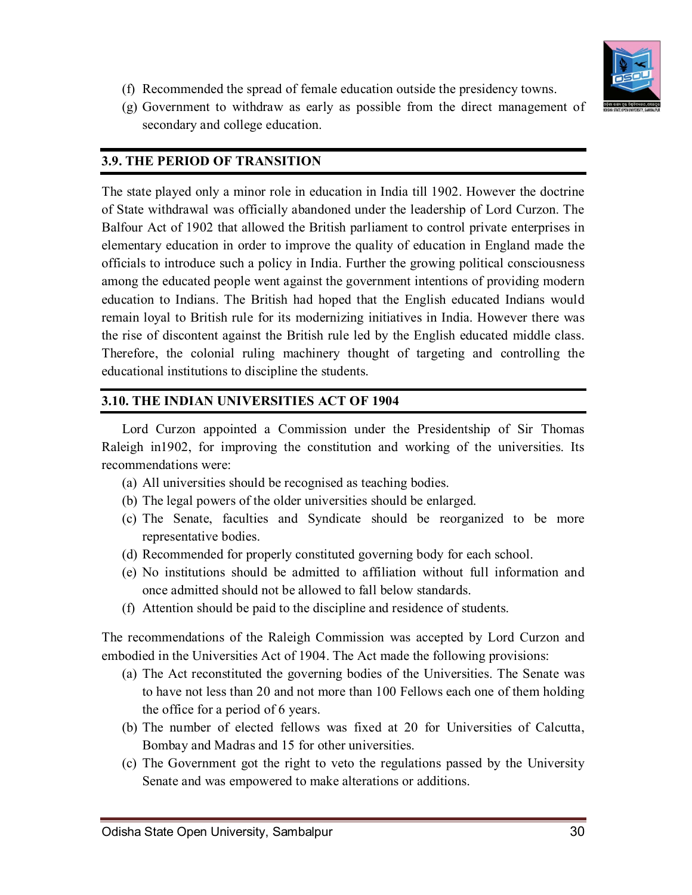(f) Recommended the spread of female education outside the presidency towns.
(g) Government to withdraw as early as possible from the direct management of secondary and college education.

## 3.9. THE PERIOD OF TRANSITION

The state played only a minor role in education in India till 1902. However the doctrine of State withdrawal was officially abandoned under the leadership of Lord Curzon. The Balfour Act of 1902 that allowed the British parliament to control private enterprises in elementary education in order to improve the quality of education in England made the officials to introduce such a policy in India. Further the growing political consciousness among the educated people went against the government intentions of providing modern education to Indians. The British had hoped that the English educated Indians would remain loyal to British rule for its modernizing initiatives in India. However there was the rise of discontent against the British rule led by the English educated middle class. Therefore, the colonial ruling machinery thought of targeting and controlling the educational institutions to discipline the students.

## 3.10. THE INDIAN UNIVERSITIES ACT OF 1904

Lord Curzon appointed a Commission under the Presidentship of Sir Thomas Raleigh in1902, for improving the constitution and working of the universities. Its recommendations were:

(a) All universities should be recognised as teaching bodies.
(b) The legal powers of the older universities should be enlarged.
(c) The Senate, faculties and Syndicate should be reorganized to be more representative bodies.
(d) Recommended for properly constituted governing body for each school.
(e) No institutions should be admitted to affiliation without full information and once admitted should not be allowed to fall below standards.
(f) Attention should be paid to the discipline and residence of students.

The recommendations of the Raleigh Commission was accepted by Lord Curzon and embodied in the Universities Act of 1904. The Act made the following provisions:

(a) The Act reconstituted the governing bodies of the Universities. The Senate was to have not less than 20 and not more than 100 Fellows each one of them holding the office for a period of 6 years.
(b) The number of elected fellows was fixed at 20 for Universities of Calcutta, Bombay and Madras and 15 for other universities.
(c) The Government got the right to veto the regulations passed by the University Senate and was empowered to make alterations or additions.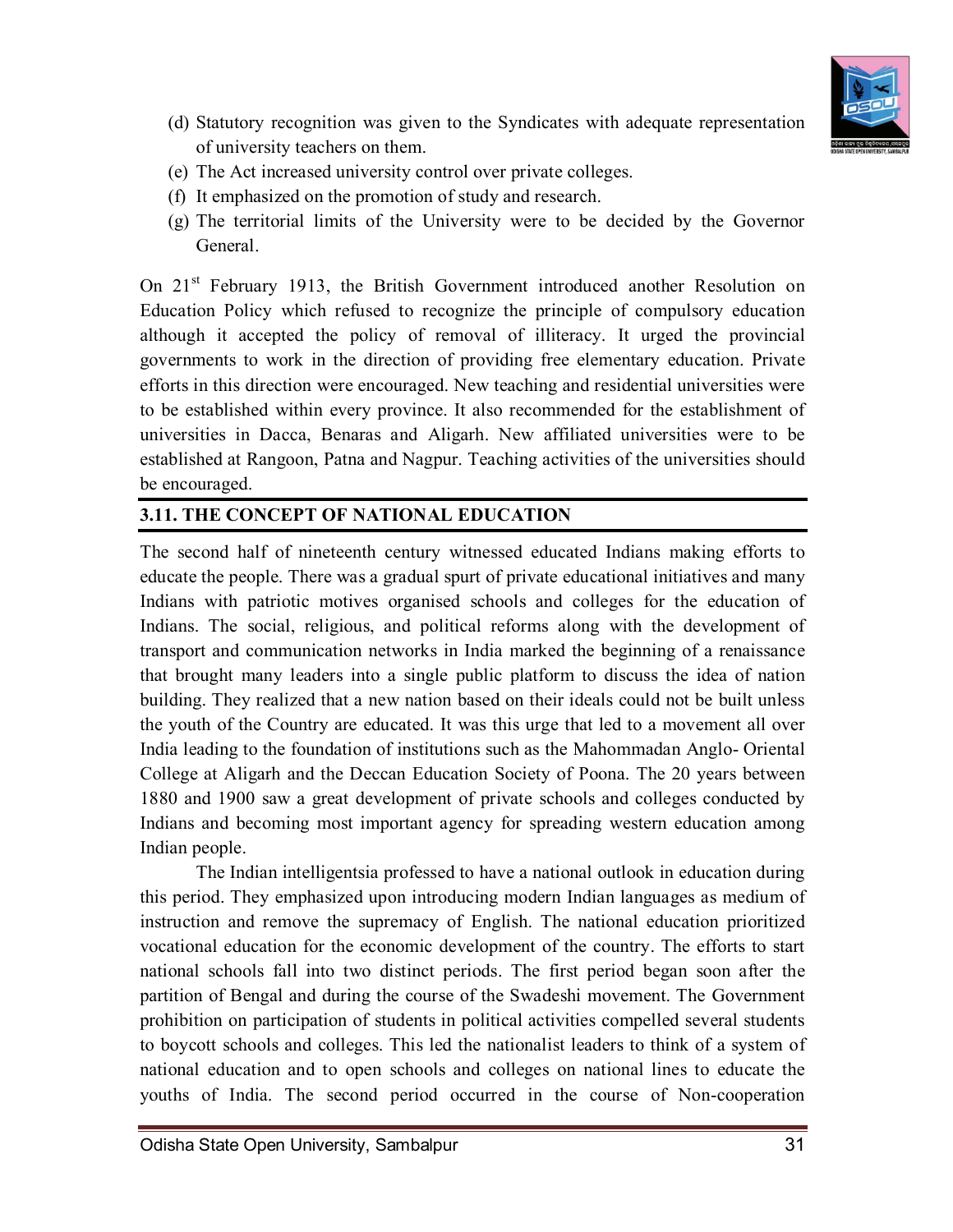(d) Statutory recognition was given to the Syndicates with adequate representation of university teachers on them.
(e) The Act increased university control over private colleges.
(f) It emphasized on the promotion of study and research.
(g) The territorial limits of the University were to be decided by the Governor General.

On 21st February 1913, the British Government introduced another Resolution on Education Policy which refused to recognize the principle of compulsory education although it accepted the policy of removal of illiteracy. It urged the provincial governments to work in the direction of providing free elementary education. Private efforts in this direction were encouraged. New teaching and residential universities were to be established within every province. It also recommended for the establishment of universities in Dacca, Benaras and Aligarh. New affiliated universities were to be established at Rangoon, Patna and Nagpur. Teaching activities of the universities should be encouraged.

## 3.11. THE CONCEPT OF NATIONAL EDUCATION

The second half of nineteenth century witnessed educated Indians making efforts to educate the people. There was a gradual spurt of private educational initiatives and many Indians with patriotic motives organised schools and colleges for the education of Indians. The social, religious, and political reforms along with the development of transport and communication networks in India marked the beginning of a renaissance that brought many leaders into a single public platform to discuss the idea of nation building. They realized that a new nation based on their ideals could not be built unless the youth of the Country are educated. It was this urge that led to a movement all over India leading to the foundation of institutions such as the Mahommadan Anglo- Oriental College at Aligarh and the Deccan Education Society of Poona. The 20 years between 1880 and 1900 saw a great development of private schools and colleges conducted by Indians and becoming most important agency for spreading western education among Indian people.

The Indian intelligentsia professed to have a national outlook in education during this period. They emphasized upon introducing modern Indian languages as medium of instruction and remove the supremacy of English. The national education prioritized vocational education for the economic development of the country. The efforts to start national schools fall into two distinct periods. The first period began soon after the partition of Bengal and during the course of the Swadeshi movement. The Government prohibition on participation of students in political activities compelled several students to boycott schools and colleges. This led the nationalist leaders to think of a system of national education and to open schools and colleges on national lines to educate the youths of India. The second period occurred in the course of Non-cooperation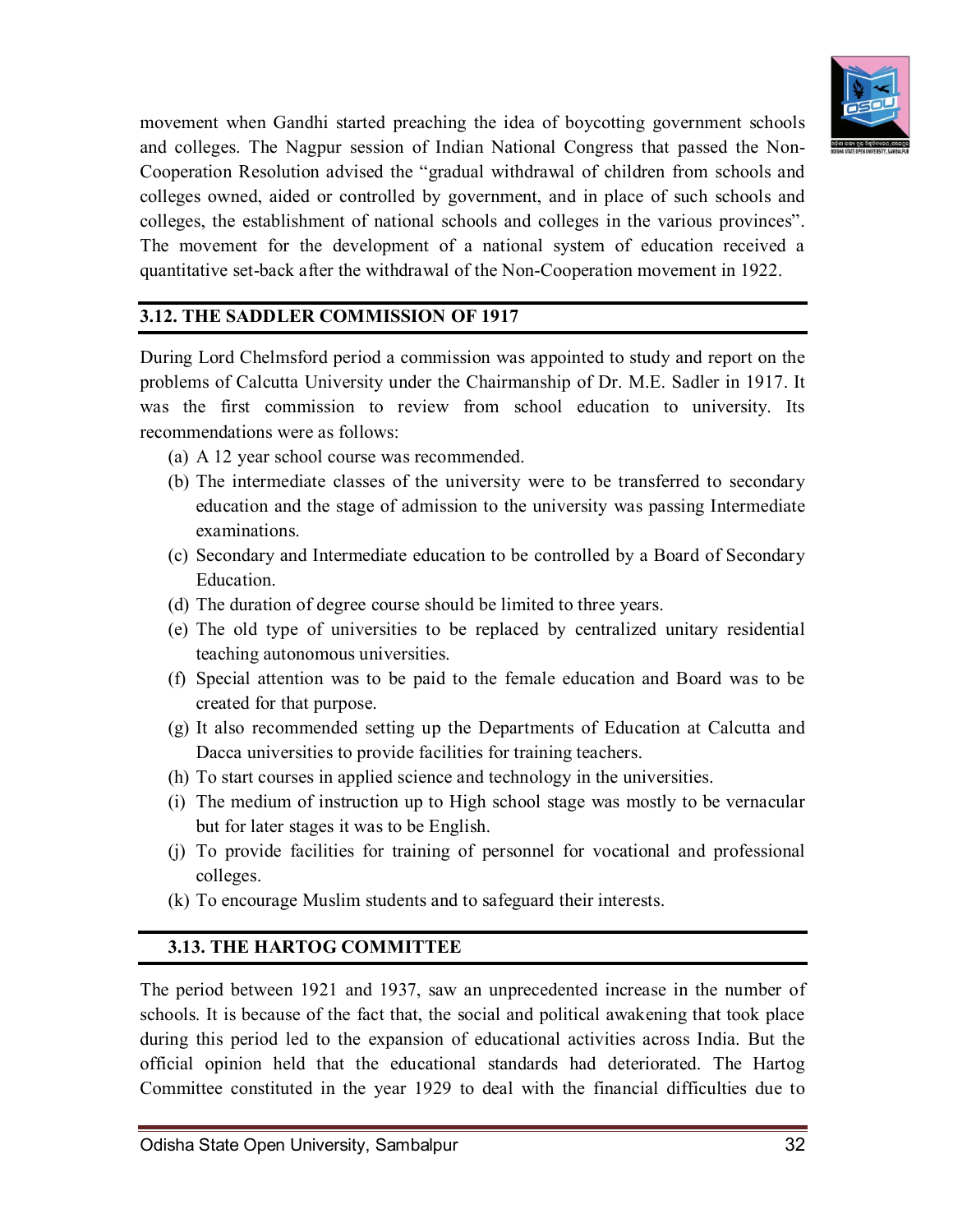movement when Gandhi started preaching the idea of boycotting government schools and colleges. The Nagpur session of Indian National Congress that passed the Non-Cooperation Resolution advised the "gradual withdrawal of children from schools and colleges owned, aided or controlled by government, and in place of such schools and colleges, the establishment of national schools and colleges in the various provinces". The movement for the development of a national system of education received a quantitative set-back after the withdrawal of the Non-Cooperation movement in 1922.

## 3.12. THE SADDLER COMMISSION OF 1917

During Lord Chelmsford period a commission was appointed to study and report on the problems of Calcutta University under the Chairmanship of Dr. M.E. Sadler in 1917. It was the first commission to review from school education to university. Its recommendations were as follows:

(a) A 12 year school course was recommended.
(b) The intermediate classes of the university were to be transferred to secondary education and the stage of admission to the university was passing Intermediate examinations.
(c) Secondary and Intermediate education to be controlled by a Board of Secondary Education.
(d) The duration of degree course should be limited to three years.
(e) The old type of universities to be replaced by centralized unitary residential teaching autonomous universities.
(f) Special attention was to be paid to the female education and Board was to be created for that purpose.
(g) It also recommended setting up the Departments of Education at Calcutta and Dacca universities to provide facilities for training teachers.
(h) To start courses in applied science and technology in the universities.
(i) The medium of instruction up to High school stage was mostly to be vernacular but for later stages it was to be English.
(j) To provide facilities for training of personnel for vocational and professional colleges.
(k) To encourage Muslim students and to safeguard their interests.

## 3.13. THE HARTOG COMMITTEE

The period between 1921 and 1937, saw an unprecedented increase in the number of schools. It is because of the fact that, the social and political awakening that took place during this period led to the expansion of educational activities across India. But the official opinion held that the educational standards had deteriorated. The Hartog Committee constituted in the year 1929 to deal with the financial difficulties due to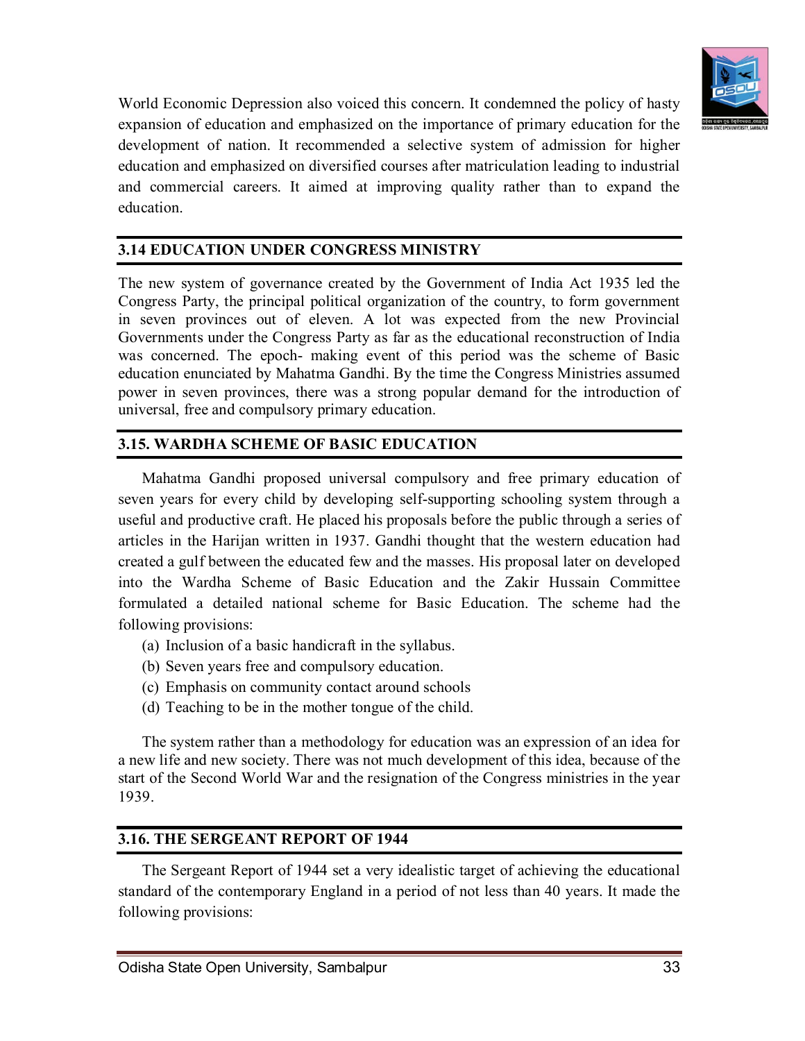World Economic Depression also voiced this concern. It condemned the policy of hasty expansion of education and emphasized on the importance of primary education for the development of nation. It recommended a selective system of admission for higher education and emphasized on diversified courses after matriculation leading to industrial and commercial careers. It aimed at improving quality rather than to expand the education.

## 3.14 EDUCATION UNDER CONGRESS MINISTRY

The new system of governance created by the Government of India Act 1935 led the Congress Party, the principal political organization of the country, to form government in seven provinces out of eleven. A lot was expected from the new Provincial Governments under the Congress Party as far as the educational reconstruction of India was concerned. The epoch- making event of this period was the scheme of Basic education enunciated by Mahatma Gandhi. By the time the Congress Ministries assumed power in seven provinces, there was a strong popular demand for the introduction of universal, free and compulsory primary education.

## 3.15. WARDHA SCHEME OF BASIC EDUCATION

Mahatma Gandhi proposed universal compulsory and free primary education of seven years for every child by developing self-supporting schooling system through a useful and productive craft. He placed his proposals before the public through a series of articles in the Harijan written in 1937. Gandhi thought that the western education had created a gulf between the educated few and the masses. His proposal later on developed into the Wardha Scheme of Basic Education and the Zakir Hussain Committee formulated a detailed national scheme for Basic Education. The scheme had the following provisions:

(a) Inclusion of a basic handicraft in the syllabus.
(b) Seven years free and compulsory education.
(c) Emphasis on community contact around schools
(d) Teaching to be in the mother tongue of the child.

The system rather than a methodology for education was an expression of an idea for a new life and new society. There was not much development of this idea, because of the start of the Second World War and the resignation of the Congress ministries in the year 1939.

## 3.16. THE SERGEANT REPORT OF 1944

The Sergeant Report of 1944 set a very idealistic target of achieving the educational standard of the contemporary England in a period of not less than 40 years. It made the following provisions: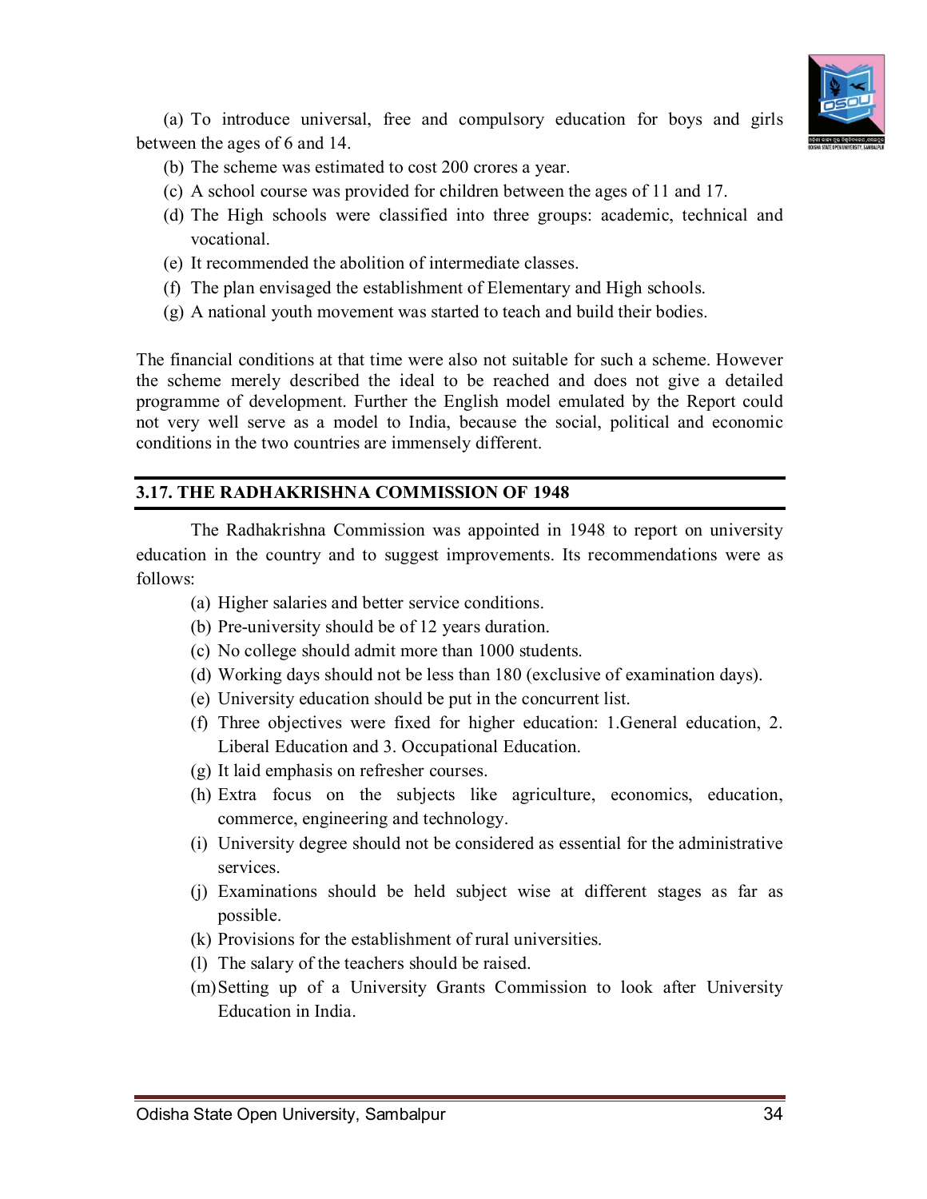(a) To introduce universal, free and compulsory education for boys and girls between the ages of 6 and 14.

(b) The scheme was estimated to cost 200 crores a year.

(c) A school course was provided for children between the ages of 11 and 17.

(d) The High schools were classified into three groups: academic, technical and vocational.

(e) It recommended the abolition of intermediate classes.

(f) The plan envisaged the establishment of Elementary and High schools.

(g) A national youth movement was started to teach and build their bodies.

The financial conditions at that time were also not suitable for such a scheme. However the scheme merely described the ideal to be reached and does not give a detailed programme of development. Further the English model emulated by the Report could not very well serve as a model to India, because the social, political and economic conditions in the two countries are immensely different.

## 3.17. THE RADHAKRISHNA COMMISSION OF 1948

The Radhakrishna Commission was appointed in 1948 to report on university education in the country and to suggest improvements. Its recommendations were as follows:

(a) Higher salaries and better service conditions.

(b) Pre-university should be of 12 years duration.

(c) No college should admit more than 1000 students.

(d) Working days should not be less than 180 (exclusive of examination days).

(e) University education should be put in the concurrent list.

(f) Three objectives were fixed for higher education: 1.General education, 2. Liberal Education and 3. Occupational Education.

(g) It laid emphasis on refresher courses.

(h) Extra focus on the subjects like agriculture, economics, education, commerce, engineering and technology.

(i) University degree should not be considered as essential for the administrative services.

(j) Examinations should be held subject wise at different stages as far as possible.

(k) Provisions for the establishment of rural universities.

(l) The salary of the teachers should be raised.

(m) Setting up of a University Grants Commission to look after University Education in India.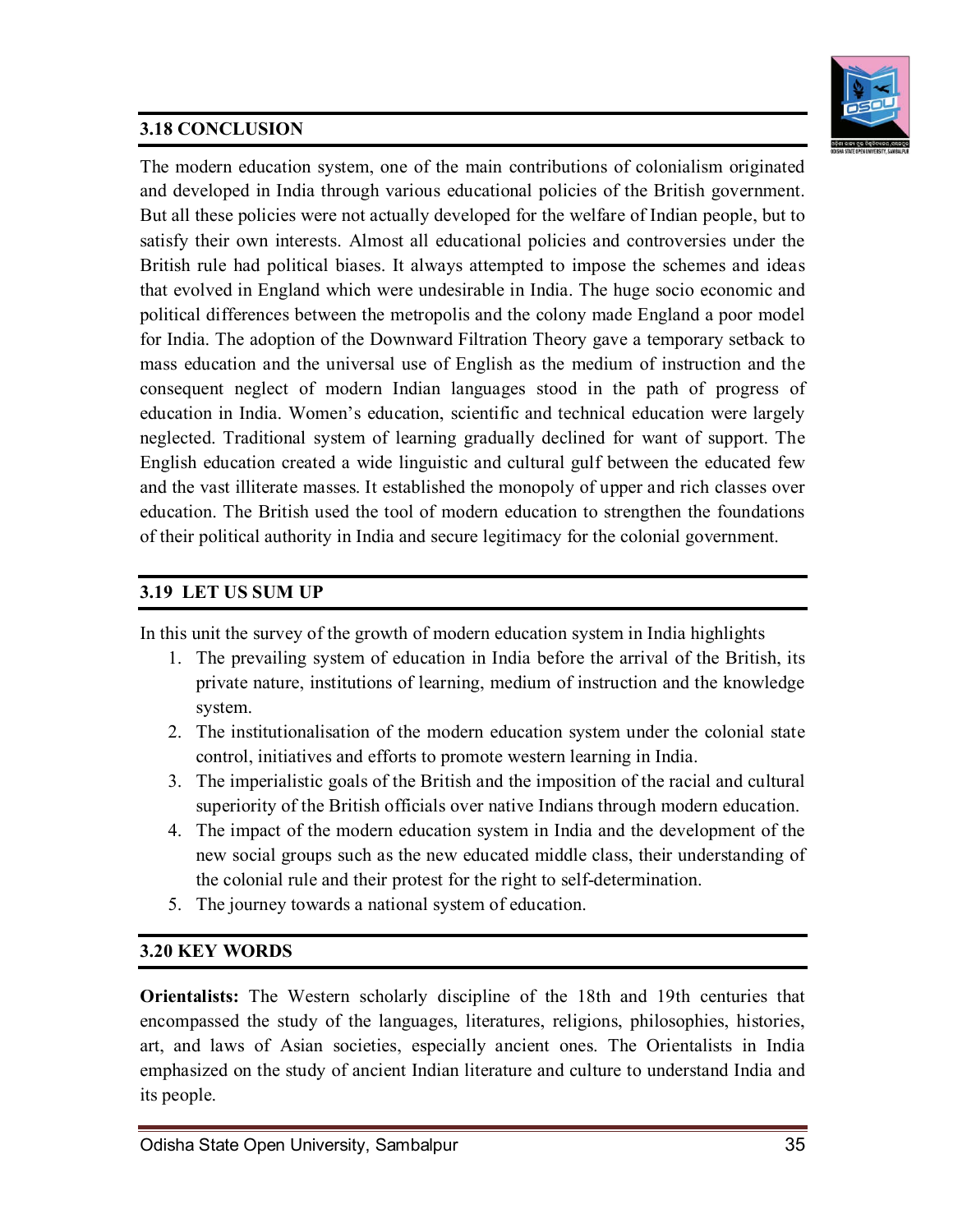## 3.18 CONCLUSION

The modern education system, one of the main contributions of colonialism originated and developed in India through various educational policies of the British government. But all these policies were not actually developed for the welfare of Indian people, but to satisfy their own interests. Almost all educational policies and controversies under the British rule had political biases. It always attempted to impose the schemes and ideas that evolved in England which were undesirable in India. The huge socio economic and political differences between the metropolis and the colony made England a poor model for India. The adoption of the Downward Filtration Theory gave a temporary setback to mass education and the universal use of English as the medium of instruction and the consequent neglect of modern Indian languages stood in the path of progress of education in India. Women's education, scientific and technical education were largely neglected. Traditional system of learning gradually declined for want of support. The English education created a wide linguistic and cultural gulf between the educated few and the vast illiterate masses. It established the monopoly of upper and rich classes over education. The British used the tool of modern education to strengthen the foundations of their political authority in India and secure legitimacy for the colonial government.

## 3.19 LET US SUM UP

In this unit the survey of the growth of modern education system in India highlights

1. The prevailing system of education in India before the arrival of the British, its private nature, institutions of learning, medium of instruction and the knowledge system.
2. The institutionalisation of the modern education system under the colonial state control, initiatives and efforts to promote western learning in India.
3. The imperialistic goals of the British and the imposition of the racial and cultural superiority of the British officials over native Indians through modern education.
4. The impact of the modern education system in India and the development of the new social groups such as the new educated middle class, their understanding of the colonial rule and their protest for the right to self-determination.
5. The journey towards a national system of education.

## 3.20 KEY WORDS

**Orientalists:** The Western scholarly discipline of the 18th and 19th centuries that encompassed the study of the languages, literatures, religions, philosophies, histories, art, and laws of Asian societies, especially ancient ones. The Orientalists in India emphasized on the study of ancient Indian literature and culture to understand India and its people.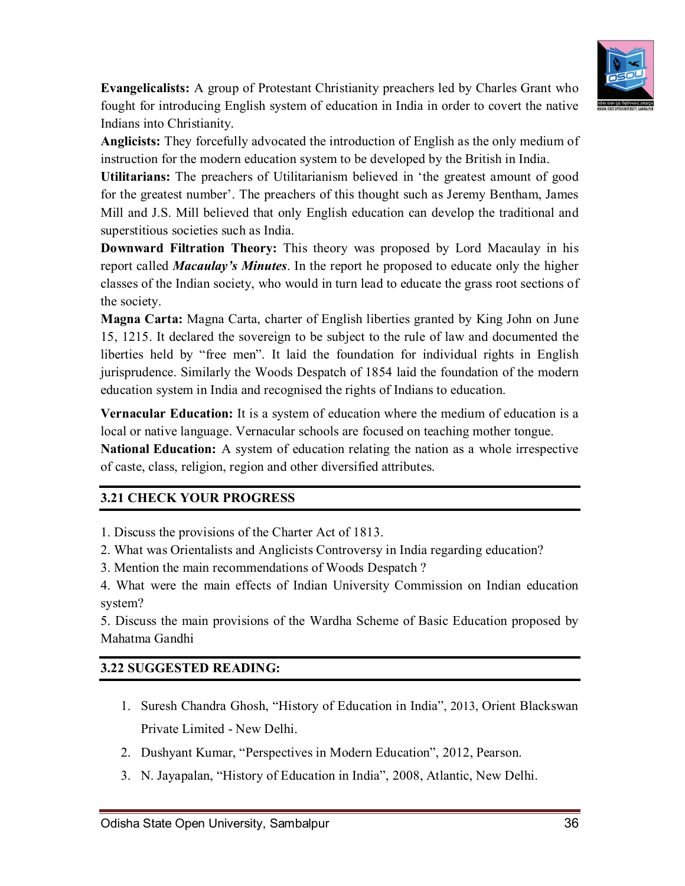**Evangelicalists:** A group of Protestant Christianity preachers led by Charles Grant who fought for introducing English system of education in India in order to covert the native Indians into Christianity.

**Anglicists:** They forcefully advocated the introduction of English as the only medium of instruction for the modern education system to be developed by the British in India.

**Utilitarians:** The preachers of Utilitarianism believed in 'the greatest amount of good for the greatest number'. The preachers of this thought such as Jeremy Bentham, James Mill and J.S. Mill believed that only English education can develop the traditional and superstitious societies such as India.

**Downward Filtration Theory:** This theory was proposed by Lord Macaulay in his report called ***Macaulay's Minutes***. In the report he proposed to educate only the higher classes of the Indian society, who would in turn lead to educate the grass root sections of the society.

**Magna Carta:** Magna Carta, charter of English liberties granted by King John on June 15, 1215. It declared the sovereign to be subject to the rule of law and documented the liberties held by "free men". It laid the foundation for individual rights in English jurisprudence. Similarly the Woods Despatch of 1854 laid the foundation of the modern education system in India and recognised the rights of Indians to education.

**Vernacular Education:** It is a system of education where the medium of education is a local or native language. Vernacular schools are focused on teaching mother tongue.

**National Education:** A system of education relating the nation as a whole irrespective of caste, class, religion, region and other diversified attributes.

## 3.21 CHECK YOUR PROGRESS

1. Discuss the provisions of the Charter Act of 1813.
2. What was Orientalists and Anglicists Controversy in India regarding education?
3. Mention the main recommendations of Woods Despatch ?
4. What were the main effects of Indian University Commission on Indian education system?
5. Discuss the main provisions of the Wardha Scheme of Basic Education proposed by Mahatma Gandhi

## 3.22 SUGGESTED READING:

1. Suresh Chandra Ghosh, "History of Education in India", 2013, Orient Blackswan Private Limited - New Delhi.
2. Dushyant Kumar, "Perspectives in Modern Education", 2012, Pearson.
3. N. Jayapalan, "History of Education in India", 2008, Atlantic, New Delhi.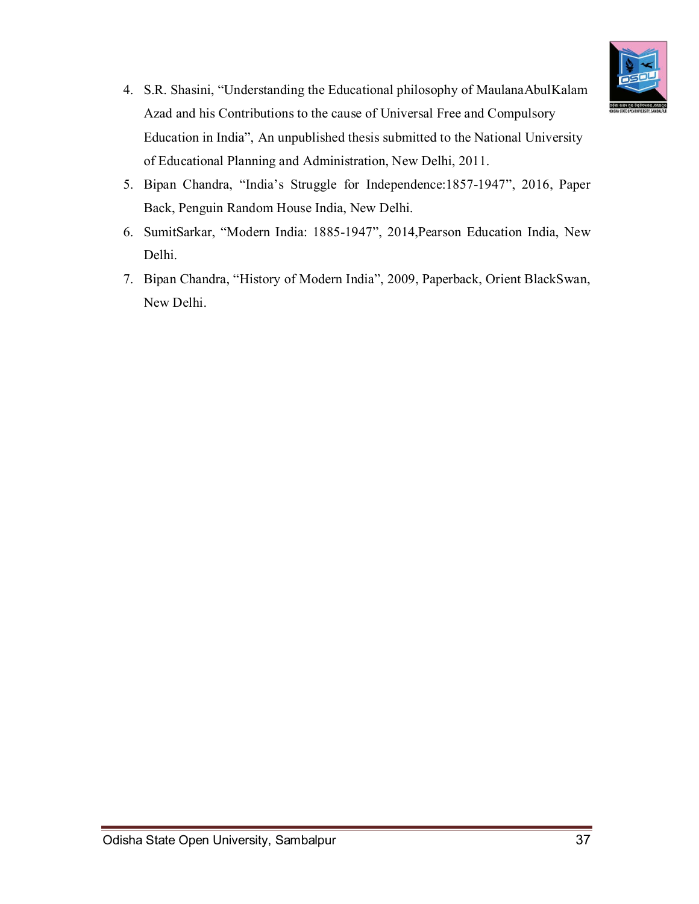4. S.R. Shasini, “Understanding the Educational philosophy of MaulanaAbulKalam Azad and his Contributions to the cause of Universal Free and Compulsory Education in India”, An unpublished thesis submitted to the National University of Educational Planning and Administration, New Delhi, 2011.
5. Bipan Chandra, “India’s Struggle for Independence:1857-1947”, 2016, Paper Back, Penguin Random House India, New Delhi.
6. SumitSarkar, “Modern India: 1885-1947”, 2014,Pearson Education India, New Delhi.
7. Bipan Chandra, “History of Modern India”, 2009, Paperback, Orient BlackSwan, New Delhi.